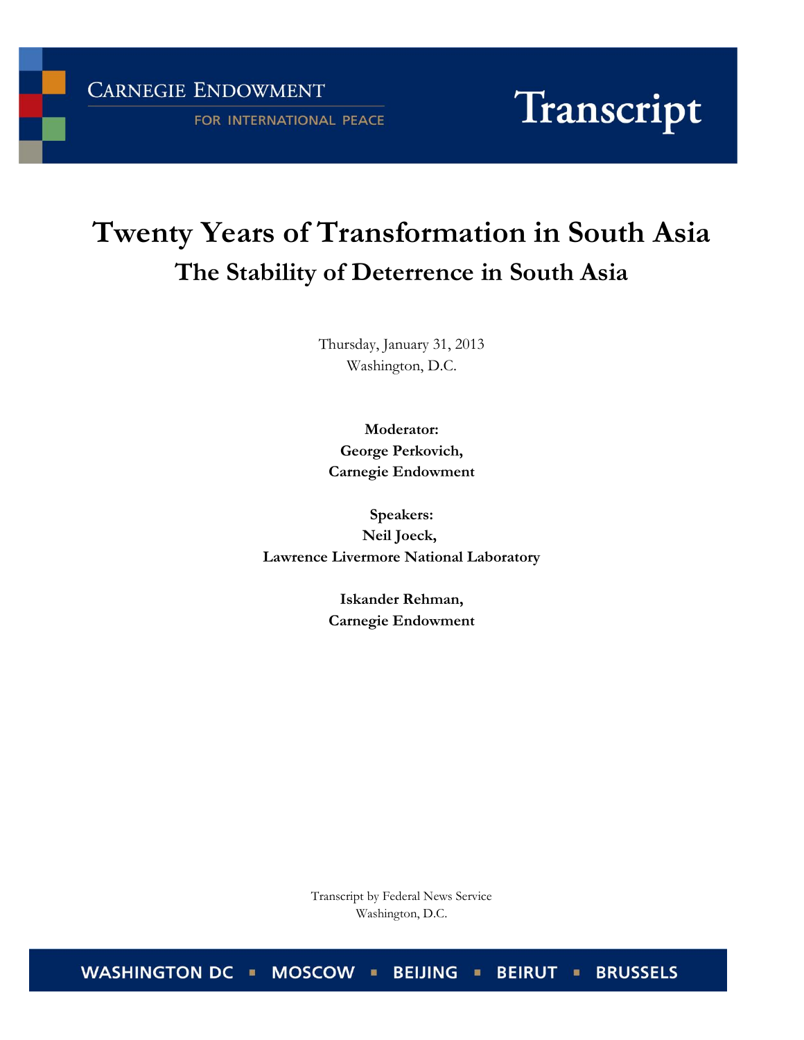CARNEGIE ENDOWMENT
FOR INTERNATIONAL PEACE

Transcript

# Twenty Years of Transformation in South Asia

## The Stability of Deterrence in South Asia

Thursday, January 31, 2013
Washington, D.C.

**Moderator:**
**George Perkovich,**
**Carnegie Endowment**

**Speakers:**
**Neil Joeck,**
**Lawrence Livermore National Laboratory**

**Iskander Rehman,**
**Carnegie Endowment**

Transcript by Federal News Service
Washington, D.C.

WASHINGTON DC ▪ MOSCOW ▪ BEIJING ▪ BEIRUT ▪ BRUSSELS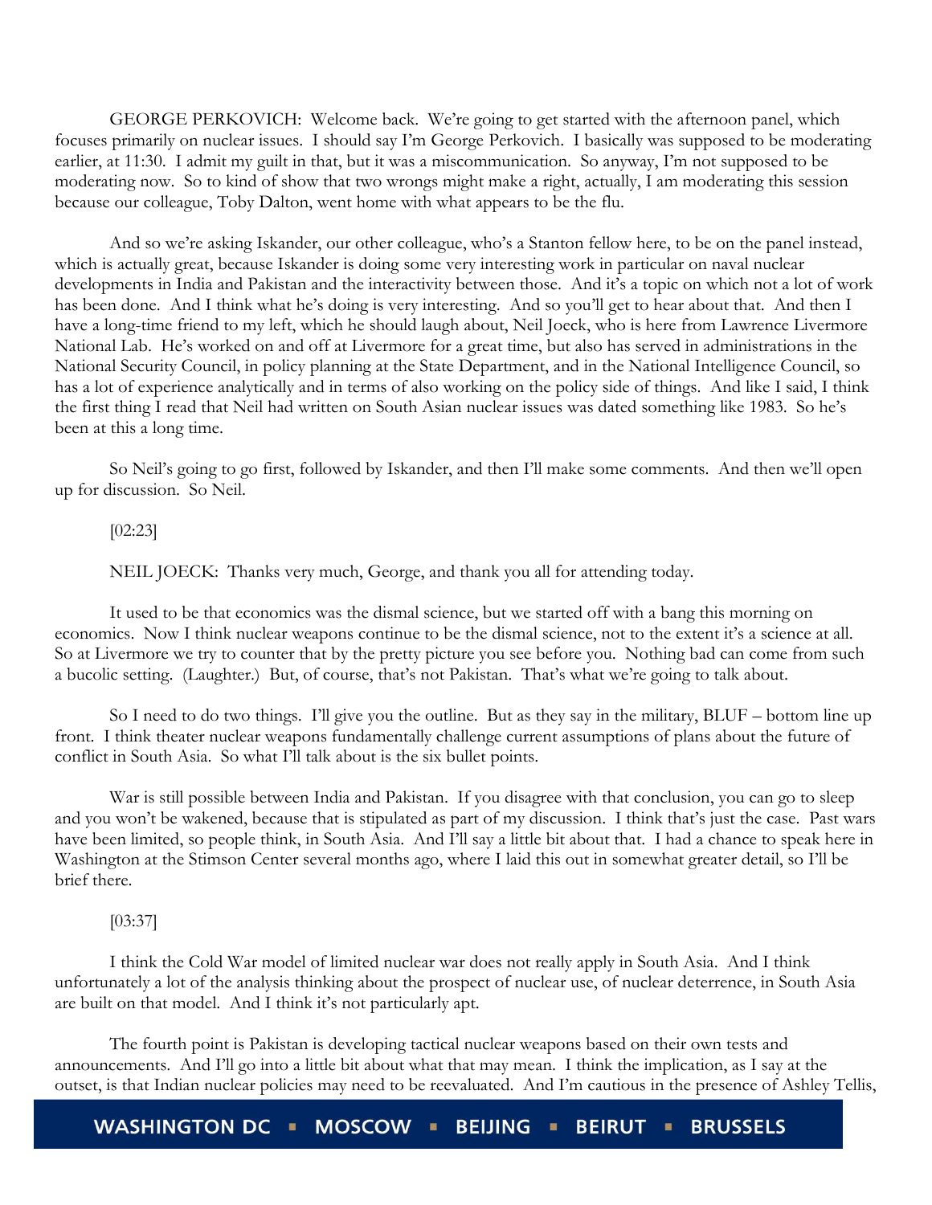GEORGE PERKOVICH: Welcome back. We're going to get started with the afternoon panel, which focuses primarily on nuclear issues. I should say I'm George Perkovich. I basically was supposed to be moderating earlier, at 11:30. I admit my guilt in that, but it was a miscommunication. So anyway, I'm not supposed to be moderating now. So to kind of show that two wrongs might make a right, actually, I am moderating this session because our colleague, Toby Dalton, went home with what appears to be the flu.

And so we're asking Iskander, our other colleague, who's a Stanton fellow here, to be on the panel instead, which is actually great, because Iskander is doing some very interesting work in particular on naval nuclear developments in India and Pakistan and the interactivity between those. And it's a topic on which not a lot of work has been done. And I think what he's doing is very interesting. And so you'll get to hear about that. And then I have a long-time friend to my left, which he should laugh about, Neil Joeck, who is here from Lawrence Livermore National Lab. He's worked on and off at Livermore for a great time, but also has served in administrations in the National Security Council, in policy planning at the State Department, and in the National Intelligence Council, so has a lot of experience analytically and in terms of also working on the policy side of things. And like I said, I think the first thing I read that Neil had written on South Asian nuclear issues was dated something like 1983. So he's been at this a long time.

So Neil's going to go first, followed by Iskander, and then I'll make some comments. And then we'll open up for discussion. So Neil.

[02:23]

NEIL JOECK: Thanks very much, George, and thank you all for attending today.

It used to be that economics was the dismal science, but we started off with a bang this morning on economics. Now I think nuclear weapons continue to be the dismal science, not to the extent it's a science at all. So at Livermore we try to counter that by the pretty picture you see before you. Nothing bad can come from such a bucolic setting. (Laughter.) But, of course, that's not Pakistan. That's what we're going to talk about.

So I need to do two things. I'll give you the outline. But as they say in the military, BLUF – bottom line up front. I think theater nuclear weapons fundamentally challenge current assumptions of plans about the future of conflict in South Asia. So what I'll talk about is the six bullet points.

War is still possible between India and Pakistan. If you disagree with that conclusion, you can go to sleep and you won't be wakened, because that is stipulated as part of my discussion. I think that's just the case. Past wars have been limited, so people think, in South Asia. And I'll say a little bit about that. I had a chance to speak here in Washington at the Stimson Center several months ago, where I laid this out in somewhat greater detail, so I'll be brief there.

[03:37]

I think the Cold War model of limited nuclear war does not really apply in South Asia. And I think unfortunately a lot of the analysis thinking about the prospect of nuclear use, of nuclear deterrence, in South Asia are built on that model. And I think it's not particularly apt.

The fourth point is Pakistan is developing tactical nuclear weapons based on their own tests and announcements. And I'll go into a little bit about what that may mean. I think the implication, as I say at the outset, is that Indian nuclear policies may need to be reevaluated. And I'm cautious in the presence of Ashley Tellis,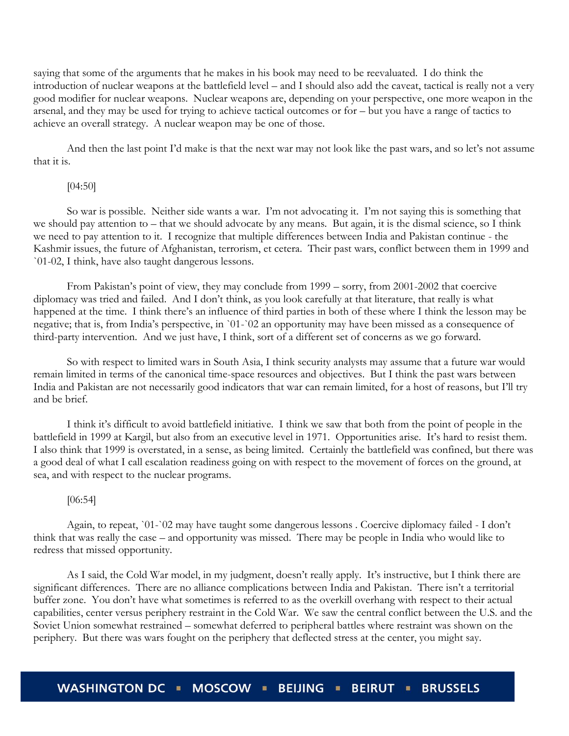saying that some of the arguments that he makes in his book may need to be reevaluated. I do think the introduction of nuclear weapons at the battlefield level – and I should also add the caveat, tactical is really not a very good modifier for nuclear weapons. Nuclear weapons are, depending on your perspective, one more weapon in the arsenal, and they may be used for trying to achieve tactical outcomes or for – but you have a range of tactics to achieve an overall strategy. A nuclear weapon may be one of those.

And then the last point I'd make is that the next war may not look like the past wars, and so let's not assume that it is.

[04:50]

So war is possible. Neither side wants a war. I'm not advocating it. I'm not saying this is something that we should pay attention to – that we should advocate by any means. But again, it is the dismal science, so I think we need to pay attention to it. I recognize that multiple differences between India and Pakistan continue - the Kashmir issues, the future of Afghanistan, terrorism, et cetera. Their past wars, conflict between them in 1999 and `01-02, I think, have also taught dangerous lessons.

From Pakistan's point of view, they may conclude from 1999 – sorry, from 2001-2002 that coercive diplomacy was tried and failed. And I don't think, as you look carefully at that literature, that really is what happened at the time. I think there's an influence of third parties in both of these where I think the lesson may be negative; that is, from India's perspective, in `01-`02 an opportunity may have been missed as a consequence of third-party intervention. And we just have, I think, sort of a different set of concerns as we go forward.

So with respect to limited wars in South Asia, I think security analysts may assume that a future war would remain limited in terms of the canonical time-space resources and objectives. But I think the past wars between India and Pakistan are not necessarily good indicators that war can remain limited, for a host of reasons, but I'll try and be brief.

I think it's difficult to avoid battlefield initiative. I think we saw that both from the point of people in the battlefield in 1999 at Kargil, but also from an executive level in 1971. Opportunities arise. It's hard to resist them. I also think that 1999 is overstated, in a sense, as being limited. Certainly the battlefield was confined, but there was a good deal of what I call escalation readiness going on with respect to the movement of forces on the ground, at sea, and with respect to the nuclear programs.

[06:54]

Again, to repeat, `01-`02 may have taught some dangerous lessons . Coercive diplomacy failed - I don't think that was really the case – and opportunity was missed. There may be people in India who would like to redress that missed opportunity.

As I said, the Cold War model, in my judgment, doesn't really apply. It's instructive, but I think there are significant differences. There are no alliance complications between India and Pakistan. There isn't a territorial buffer zone. You don't have what sometimes is referred to as the overkill overhang with respect to their actual capabilities, center versus periphery restraint in the Cold War. We saw the central conflict between the U.S. and the Soviet Union somewhat restrained – somewhat deferred to peripheral battles where restraint was shown on the periphery. But there was wars fought on the periphery that deflected stress at the center, you might say.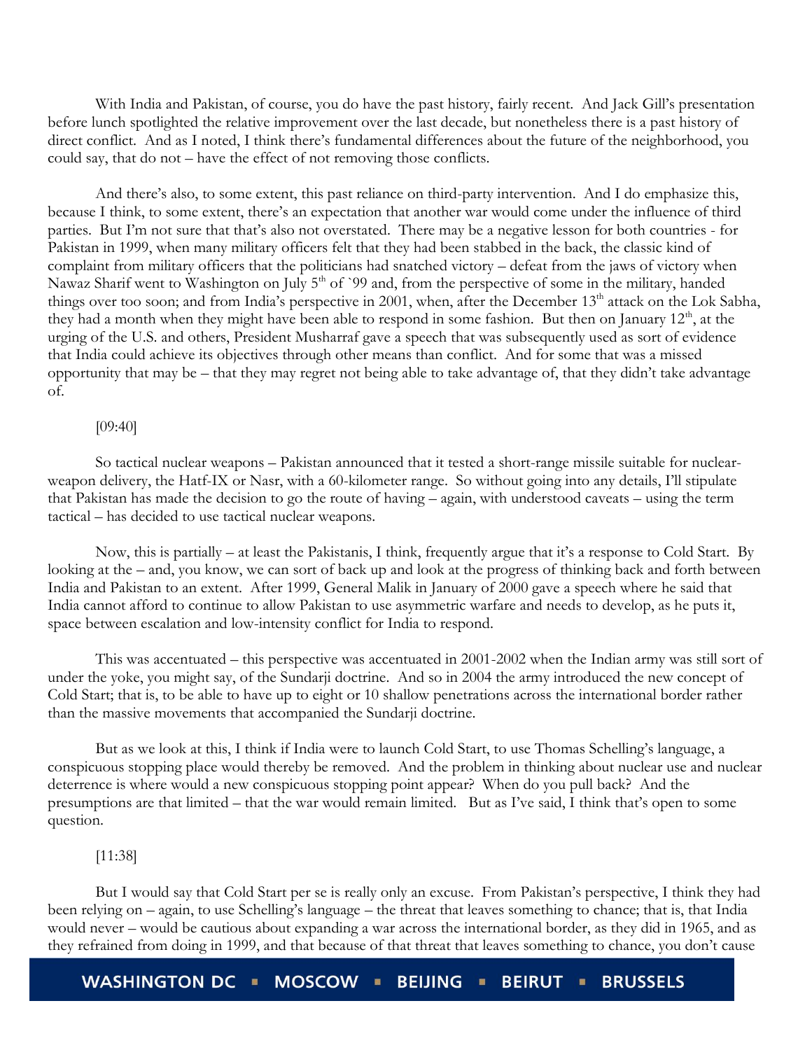With India and Pakistan, of course, you do have the past history, fairly recent. And Jack Gill's presentation before lunch spotlighted the relative improvement over the last decade, but nonetheless there is a past history of direct conflict. And as I noted, I think there's fundamental differences about the future of the neighborhood, you could say, that do not – have the effect of not removing those conflicts.

And there's also, to some extent, this past reliance on third-party intervention. And I do emphasize this, because I think, to some extent, there's an expectation that another war would come under the influence of third parties. But I'm not sure that that's also not overstated. There may be a negative lesson for both countries - for Pakistan in 1999, when many military officers felt that they had been stabbed in the back, the classic kind of complaint from military officers that the politicians had snatched victory – defeat from the jaws of victory when Nawaz Sharif went to Washington on July 5th of `99 and, from the perspective of some in the military, handed things over too soon; and from India's perspective in 2001, when, after the December 13th attack on the Lok Sabha, they had a month when they might have been able to respond in some fashion. But then on January 12th, at the urging of the U.S. and others, President Musharraf gave a speech that was subsequently used as sort of evidence that India could achieve its objectives through other means than conflict. And for some that was a missed opportunity that may be – that they may regret not being able to take advantage of, that they didn't take advantage of.

[09:40]

So tactical nuclear weapons – Pakistan announced that it tested a short-range missile suitable for nuclear-weapon delivery, the Hatf-IX or Nasr, with a 60-kilometer range. So without going into any details, I'll stipulate that Pakistan has made the decision to go the route of having – again, with understood caveats – using the term tactical – has decided to use tactical nuclear weapons.

Now, this is partially – at least the Pakistanis, I think, frequently argue that it's a response to Cold Start. By looking at the – and, you know, we can sort of back up and look at the progress of thinking back and forth between India and Pakistan to an extent. After 1999, General Malik in January of 2000 gave a speech where he said that India cannot afford to continue to allow Pakistan to use asymmetric warfare and needs to develop, as he puts it, space between escalation and low-intensity conflict for India to respond.

This was accentuated – this perspective was accentuated in 2001-2002 when the Indian army was still sort of under the yoke, you might say, of the Sundarji doctrine. And so in 2004 the army introduced the new concept of Cold Start; that is, to be able to have up to eight or 10 shallow penetrations across the international border rather than the massive movements that accompanied the Sundarji doctrine.

But as we look at this, I think if India were to launch Cold Start, to use Thomas Schelling's language, a conspicuous stopping place would thereby be removed. And the problem in thinking about nuclear use and nuclear deterrence is where would a new conspicuous stopping point appear? When do you pull back? And the presumptions are that limited – that the war would remain limited. But as I've said, I think that's open to some question.

[11:38]

But I would say that Cold Start per se is really only an excuse. From Pakistan's perspective, I think they had been relying on – again, to use Schelling's language – the threat that leaves something to chance; that is, that India would never – would be cautious about expanding a war across the international border, as they did in 1965, and as they refrained from doing in 1999, and that because of that threat that leaves something to chance, you don't cause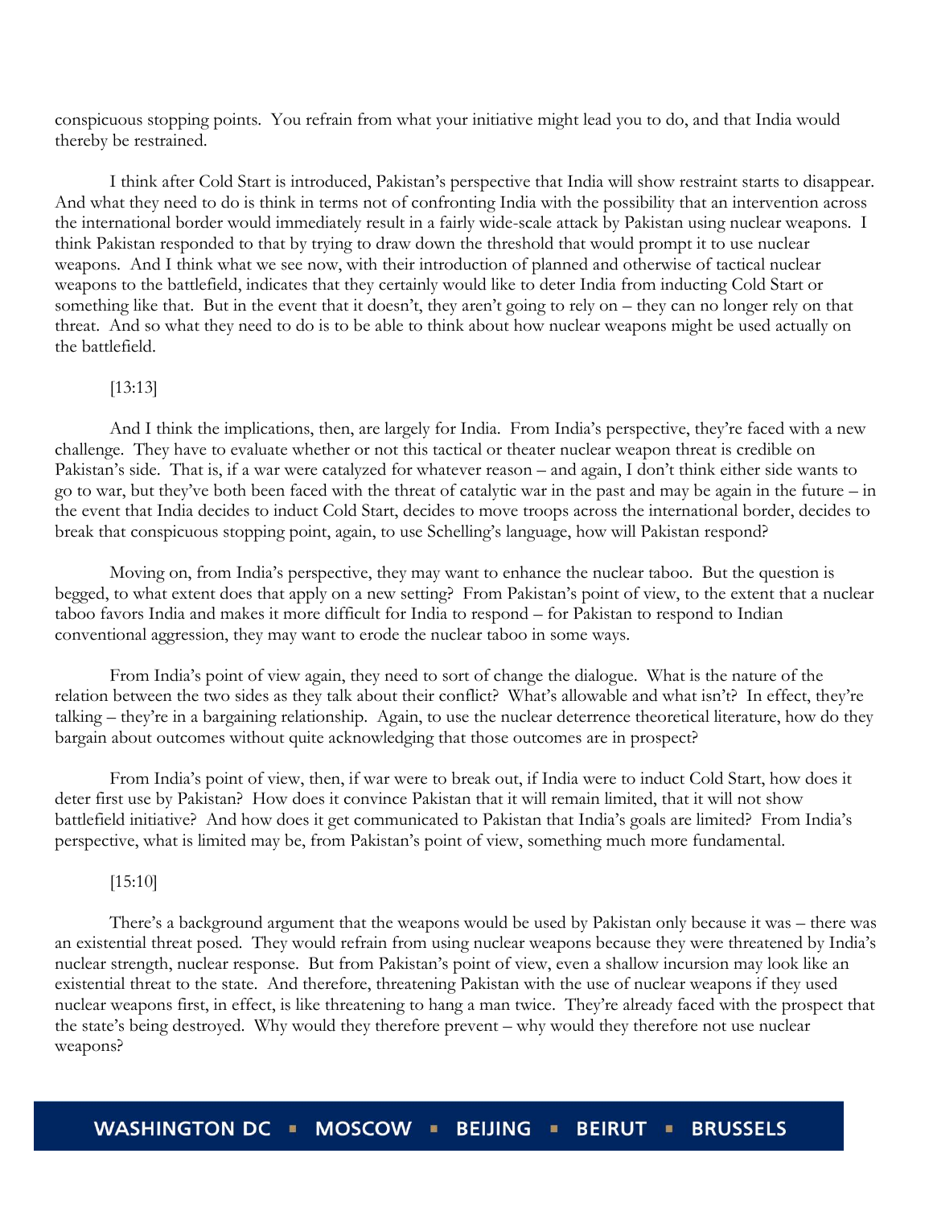conspicuous stopping points. You refrain from what your initiative might lead you to do, and that India would thereby be restrained.

I think after Cold Start is introduced, Pakistan's perspective that India will show restraint starts to disappear. And what they need to do is think in terms not of confronting India with the possibility that an intervention across the international border would immediately result in a fairly wide-scale attack by Pakistan using nuclear weapons. I think Pakistan responded to that by trying to draw down the threshold that would prompt it to use nuclear weapons. And I think what we see now, with their introduction of planned and otherwise of tactical nuclear weapons to the battlefield, indicates that they certainly would like to deter India from inducting Cold Start or something like that. But in the event that it doesn't, they aren't going to rely on – they can no longer rely on that threat. And so what they need to do is to be able to think about how nuclear weapons might be used actually on the battlefield.

[13:13]

And I think the implications, then, are largely for India. From India's perspective, they're faced with a new challenge. They have to evaluate whether or not this tactical or theater nuclear weapon threat is credible on Pakistan's side. That is, if a war were catalyzed for whatever reason – and again, I don't think either side wants to go to war, but they've both been faced with the threat of catalytic war in the past and may be again in the future – in the event that India decides to induct Cold Start, decides to move troops across the international border, decides to break that conspicuous stopping point, again, to use Schelling's language, how will Pakistan respond?

Moving on, from India's perspective, they may want to enhance the nuclear taboo. But the question is begged, to what extent does that apply on a new setting? From Pakistan's point of view, to the extent that a nuclear taboo favors India and makes it more difficult for India to respond – for Pakistan to respond to Indian conventional aggression, they may want to erode the nuclear taboo in some ways.

From India's point of view again, they need to sort of change the dialogue. What is the nature of the relation between the two sides as they talk about their conflict? What's allowable and what isn't? In effect, they're talking – they're in a bargaining relationship. Again, to use the nuclear deterrence theoretical literature, how do they bargain about outcomes without quite acknowledging that those outcomes are in prospect?

From India's point of view, then, if war were to break out, if India were to induct Cold Start, how does it deter first use by Pakistan? How does it convince Pakistan that it will remain limited, that it will not show battlefield initiative? And how does it get communicated to Pakistan that India's goals are limited? From India's perspective, what is limited may be, from Pakistan's point of view, something much more fundamental.

[15:10]

There's a background argument that the weapons would be used by Pakistan only because it was – there was an existential threat posed. They would refrain from using nuclear weapons because they were threatened by India's nuclear strength, nuclear response. But from Pakistan's point of view, even a shallow incursion may look like an existential threat to the state. And therefore, threatening Pakistan with the use of nuclear weapons if they used nuclear weapons first, in effect, is like threatening to hang a man twice. They're already faced with the prospect that the state's being destroyed. Why would they therefore prevent – why would they therefore not use nuclear weapons?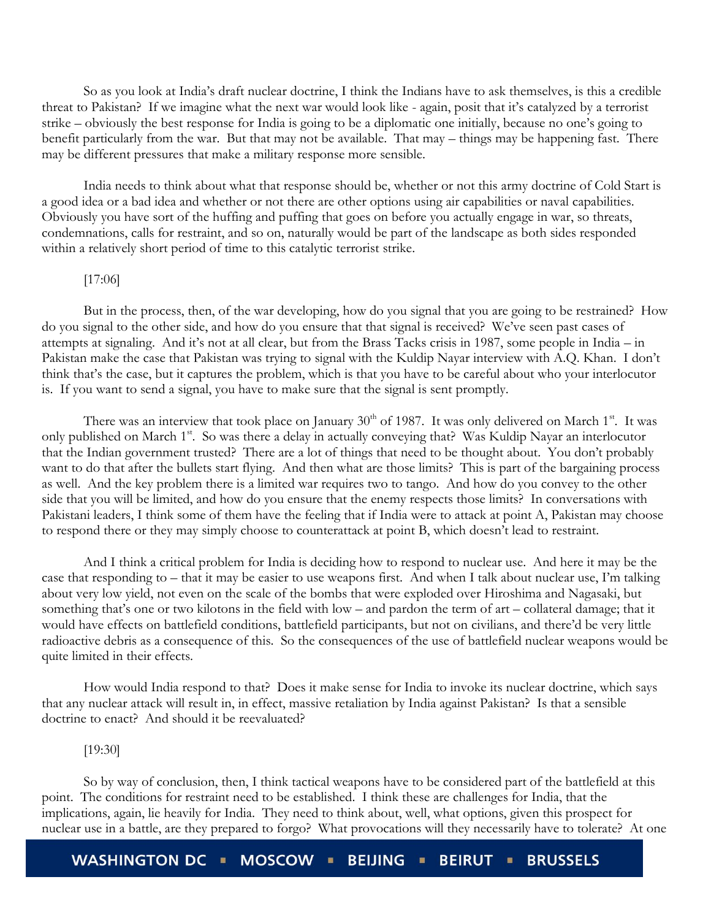So as you look at India's draft nuclear doctrine, I think the Indians have to ask themselves, is this a credible threat to Pakistan? If we imagine what the next war would look like - again, posit that it's catalyzed by a terrorist strike – obviously the best response for India is going to be a diplomatic one initially, because no one's going to benefit particularly from the war. But that may not be available. That may – things may be happening fast. There may be different pressures that make a military response more sensible.

India needs to think about what that response should be, whether or not this army doctrine of Cold Start is a good idea or a bad idea and whether or not there are other options using air capabilities or naval capabilities. Obviously you have sort of the huffing and puffing that goes on before you actually engage in war, so threats, condemnations, calls for restraint, and so on, naturally would be part of the landscape as both sides responded within a relatively short period of time to this catalytic terrorist strike.

[17:06]

But in the process, then, of the war developing, how do you signal that you are going to be restrained? How do you signal to the other side, and how do you ensure that that signal is received? We've seen past cases of attempts at signaling. And it's not at all clear, but from the Brass Tacks crisis in 1987, some people in India – in Pakistan make the case that Pakistan was trying to signal with the Kuldip Nayar interview with A.Q. Khan. I don't think that's the case, but it captures the problem, which is that you have to be careful about who your interlocutor is. If you want to send a signal, you have to make sure that the signal is sent promptly.

There was an interview that took place on January 30th of 1987. It was only delivered on March 1st. It was only published on March 1st. So was there a delay in actually conveying that? Was Kuldip Nayar an interlocutor that the Indian government trusted? There are a lot of things that need to be thought about. You don't probably want to do that after the bullets start flying. And then what are those limits? This is part of the bargaining process as well. And the key problem there is a limited war requires two to tango. And how do you convey to the other side that you will be limited, and how do you ensure that the enemy respects those limits? In conversations with Pakistani leaders, I think some of them have the feeling that if India were to attack at point A, Pakistan may choose to respond there or they may simply choose to counterattack at point B, which doesn't lead to restraint.

And I think a critical problem for India is deciding how to respond to nuclear use. And here it may be the case that responding to – that it may be easier to use weapons first. And when I talk about nuclear use, I'm talking about very low yield, not even on the scale of the bombs that were exploded over Hiroshima and Nagasaki, but something that's one or two kilotons in the field with low – and pardon the term of art – collateral damage; that it would have effects on battlefield conditions, battlefield participants, but not on civilians, and there'd be very little radioactive debris as a consequence of this. So the consequences of the use of battlefield nuclear weapons would be quite limited in their effects.

How would India respond to that? Does it make sense for India to invoke its nuclear doctrine, which says that any nuclear attack will result in, in effect, massive retaliation by India against Pakistan? Is that a sensible doctrine to enact? And should it be reevaluated?

[19:30]

So by way of conclusion, then, I think tactical weapons have to be considered part of the battlefield at this point. The conditions for restraint need to be established. I think these are challenges for India, that the implications, again, lie heavily for India. They need to think about, well, what options, given this prospect for nuclear use in a battle, are they prepared to forgo? What provocations will they necessarily have to tolerate? At one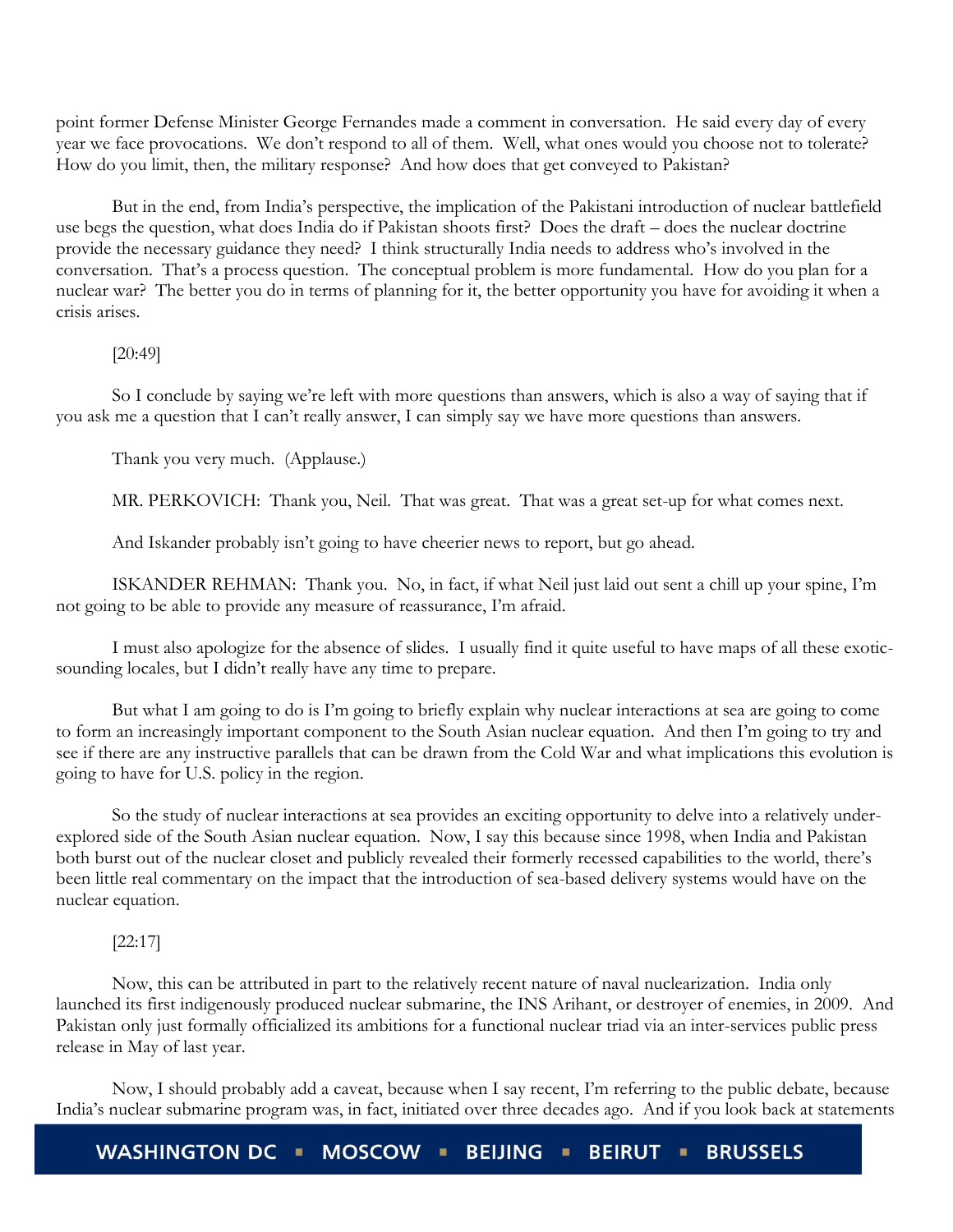point former Defense Minister George Fernandes made a comment in conversation. He said every day of every year we face provocations. We don't respond to all of them. Well, what ones would you choose not to tolerate? How do you limit, then, the military response? And how does that get conveyed to Pakistan?

But in the end, from India's perspective, the implication of the Pakistani introduction of nuclear battlefield use begs the question, what does India do if Pakistan shoots first? Does the draft – does the nuclear doctrine provide the necessary guidance they need? I think structurally India needs to address who's involved in the conversation. That's a process question. The conceptual problem is more fundamental. How do you plan for a nuclear war? The better you do in terms of planning for it, the better opportunity you have for avoiding it when a crisis arises.

[20:49]

So I conclude by saying we're left with more questions than answers, which is also a way of saying that if you ask me a question that I can't really answer, I can simply say we have more questions than answers.

Thank you very much. (Applause.)

MR. PERKOVICH: Thank you, Neil. That was great. That was a great set-up for what comes next.

And Iskander probably isn't going to have cheerier news to report, but go ahead.

ISKANDER REHMAN: Thank you. No, in fact, if what Neil just laid out sent a chill up your spine, I'm not going to be able to provide any measure of reassurance, I'm afraid.

I must also apologize for the absence of slides. I usually find it quite useful to have maps of all these exotic-sounding locales, but I didn't really have any time to prepare.

But what I am going to do is I'm going to briefly explain why nuclear interactions at sea are going to come to form an increasingly important component to the South Asian nuclear equation. And then I'm going to try and see if there are any instructive parallels that can be drawn from the Cold War and what implications this evolution is going to have for U.S. policy in the region.

So the study of nuclear interactions at sea provides an exciting opportunity to delve into a relatively under-explored side of the South Asian nuclear equation. Now, I say this because since 1998, when India and Pakistan both burst out of the nuclear closet and publicly revealed their formerly recessed capabilities to the world, there's been little real commentary on the impact that the introduction of sea-based delivery systems would have on the nuclear equation.

[22:17]

Now, this can be attributed in part to the relatively recent nature of naval nuclearization. India only launched its first indigenously produced nuclear submarine, the INS Arihant, or destroyer of enemies, in 2009. And Pakistan only just formally officialized its ambitions for a functional nuclear triad via an inter-services public press release in May of last year.

Now, I should probably add a caveat, because when I say recent, I'm referring to the public debate, because India's nuclear submarine program was, in fact, initiated over three decades ago. And if you look back at statements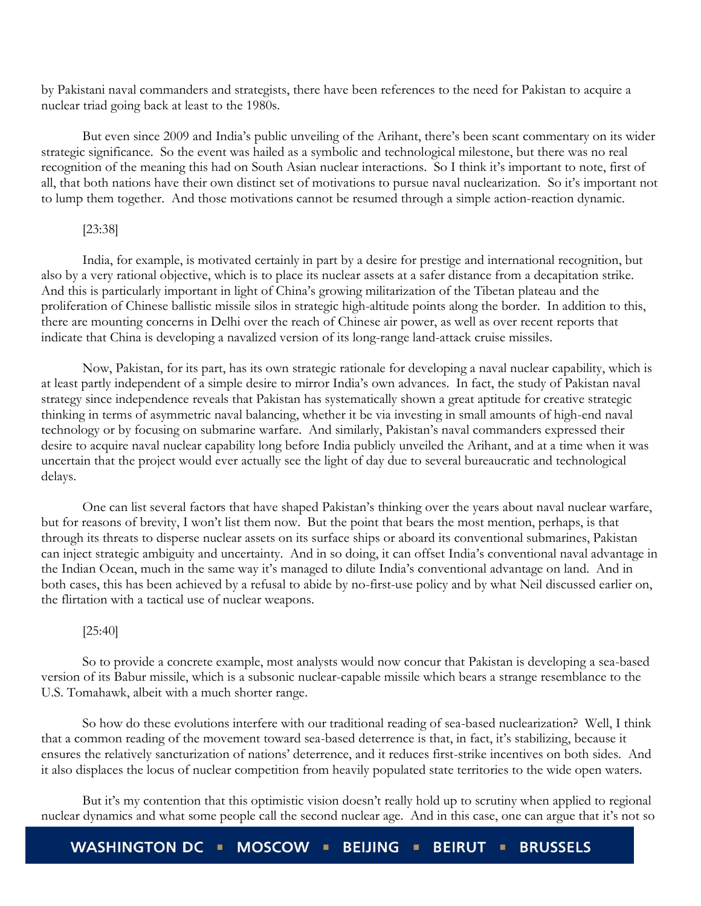by Pakistani naval commanders and strategists, there have been references to the need for Pakistan to acquire a nuclear triad going back at least to the 1980s.

But even since 2009 and India's public unveiling of the Arihant, there's been scant commentary on its wider strategic significance. So the event was hailed as a symbolic and technological milestone, but there was no real recognition of the meaning this had on South Asian nuclear interactions. So I think it's important to note, first of all, that both nations have their own distinct set of motivations to pursue naval nuclearization. So it's important not to lump them together. And those motivations cannot be resumed through a simple action-reaction dynamic.

[23:38]

India, for example, is motivated certainly in part by a desire for prestige and international recognition, but also by a very rational objective, which is to place its nuclear assets at a safer distance from a decapitation strike. And this is particularly important in light of China's growing militarization of the Tibetan plateau and the proliferation of Chinese ballistic missile silos in strategic high-altitude points along the border. In addition to this, there are mounting concerns in Delhi over the reach of Chinese air power, as well as over recent reports that indicate that China is developing a navalized version of its long-range land-attack cruise missiles.

Now, Pakistan, for its part, has its own strategic rationale for developing a naval nuclear capability, which is at least partly independent of a simple desire to mirror India's own advances. In fact, the study of Pakistan naval strategy since independence reveals that Pakistan has systematically shown a great aptitude for creative strategic thinking in terms of asymmetric naval balancing, whether it be via investing in small amounts of high-end naval technology or by focusing on submarine warfare. And similarly, Pakistan's naval commanders expressed their desire to acquire naval nuclear capability long before India publicly unveiled the Arihant, and at a time when it was uncertain that the project would ever actually see the light of day due to several bureaucratic and technological delays.

One can list several factors that have shaped Pakistan's thinking over the years about naval nuclear warfare, but for reasons of brevity, I won't list them now. But the point that bears the most mention, perhaps, is that through its threats to disperse nuclear assets on its surface ships or aboard its conventional submarines, Pakistan can inject strategic ambiguity and uncertainty. And in so doing, it can offset India's conventional naval advantage in the Indian Ocean, much in the same way it's managed to dilute India's conventional advantage on land. And in both cases, this has been achieved by a refusal to abide by no-first-use policy and by what Neil discussed earlier on, the flirtation with a tactical use of nuclear weapons.

[25:40]

So to provide a concrete example, most analysts would now concur that Pakistan is developing a sea-based version of its Babur missile, which is a subsonic nuclear-capable missile which bears a strange resemblance to the U.S. Tomahawk, albeit with a much shorter range.

So how do these evolutions interfere with our traditional reading of sea-based nuclearization? Well, I think that a common reading of the movement toward sea-based deterrence is that, in fact, it's stabilizing, because it ensures the relatively sancturization of nations' deterrence, and it reduces first-strike incentives on both sides. And it also displaces the locus of nuclear competition from heavily populated state territories to the wide open waters.

But it's my contention that this optimistic vision doesn't really hold up to scrutiny when applied to regional nuclear dynamics and what some people call the second nuclear age. And in this case, one can argue that it's not so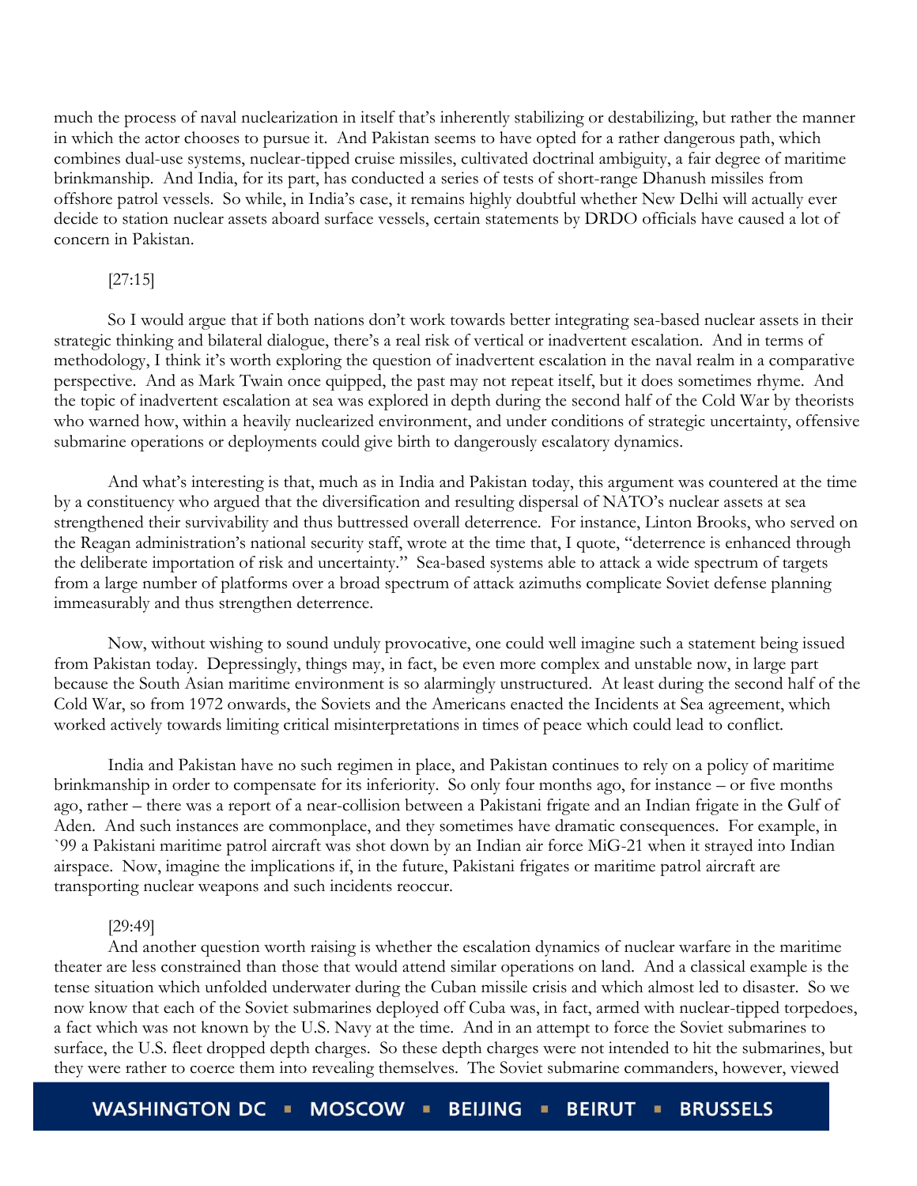much the process of naval nuclearization in itself that's inherently stabilizing or destabilizing, but rather the manner in which the actor chooses to pursue it. And Pakistan seems to have opted for a rather dangerous path, which combines dual-use systems, nuclear-tipped cruise missiles, cultivated doctrinal ambiguity, a fair degree of maritime brinkmanship. And India, for its part, has conducted a series of tests of short-range Dhanush missiles from offshore patrol vessels. So while, in India's case, it remains highly doubtful whether New Delhi will actually ever decide to station nuclear assets aboard surface vessels, certain statements by DRDO officials have caused a lot of concern in Pakistan.

[27:15]

So I would argue that if both nations don't work towards better integrating sea-based nuclear assets in their strategic thinking and bilateral dialogue, there's a real risk of vertical or inadvertent escalation. And in terms of methodology, I think it's worth exploring the question of inadvertent escalation in the naval realm in a comparative perspective. And as Mark Twain once quipped, the past may not repeat itself, but it does sometimes rhyme. And the topic of inadvertent escalation at sea was explored in depth during the second half of the Cold War by theorists who warned how, within a heavily nuclearized environment, and under conditions of strategic uncertainty, offensive submarine operations or deployments could give birth to dangerously escalatory dynamics.

And what's interesting is that, much as in India and Pakistan today, this argument was countered at the time by a constituency who argued that the diversification and resulting dispersal of NATO's nuclear assets at sea strengthened their survivability and thus buttressed overall deterrence. For instance, Linton Brooks, who served on the Reagan administration's national security staff, wrote at the time that, I quote, "deterrence is enhanced through the deliberate importation of risk and uncertainty." Sea-based systems able to attack a wide spectrum of targets from a large number of platforms over a broad spectrum of attack azimuths complicate Soviet defense planning immeasurably and thus strengthen deterrence.

Now, without wishing to sound unduly provocative, one could well imagine such a statement being issued from Pakistan today. Depressingly, things may, in fact, be even more complex and unstable now, in large part because the South Asian maritime environment is so alarmingly unstructured. At least during the second half of the Cold War, so from 1972 onwards, the Soviets and the Americans enacted the Incidents at Sea agreement, which worked actively towards limiting critical misinterpretations in times of peace which could lead to conflict.

India and Pakistan have no such regimen in place, and Pakistan continues to rely on a policy of maritime brinkmanship in order to compensate for its inferiority. So only four months ago, for instance – or five months ago, rather – there was a report of a near-collision between a Pakistani frigate and an Indian frigate in the Gulf of Aden. And such instances are commonplace, and they sometimes have dramatic consequences. For example, in `99 a Pakistani maritime patrol aircraft was shot down by an Indian air force MiG-21 when it strayed into Indian airspace. Now, imagine the implications if, in the future, Pakistani frigates or maritime patrol aircraft are transporting nuclear weapons and such incidents reoccur.

[29:49]

And another question worth raising is whether the escalation dynamics of nuclear warfare in the maritime theater are less constrained than those that would attend similar operations on land. And a classical example is the tense situation which unfolded underwater during the Cuban missile crisis and which almost led to disaster. So we now know that each of the Soviet submarines deployed off Cuba was, in fact, armed with nuclear-tipped torpedoes, a fact which was not known by the U.S. Navy at the time. And in an attempt to force the Soviet submarines to surface, the U.S. fleet dropped depth charges. So these depth charges were not intended to hit the submarines, but they were rather to coerce them into revealing themselves. The Soviet submarine commanders, however, viewed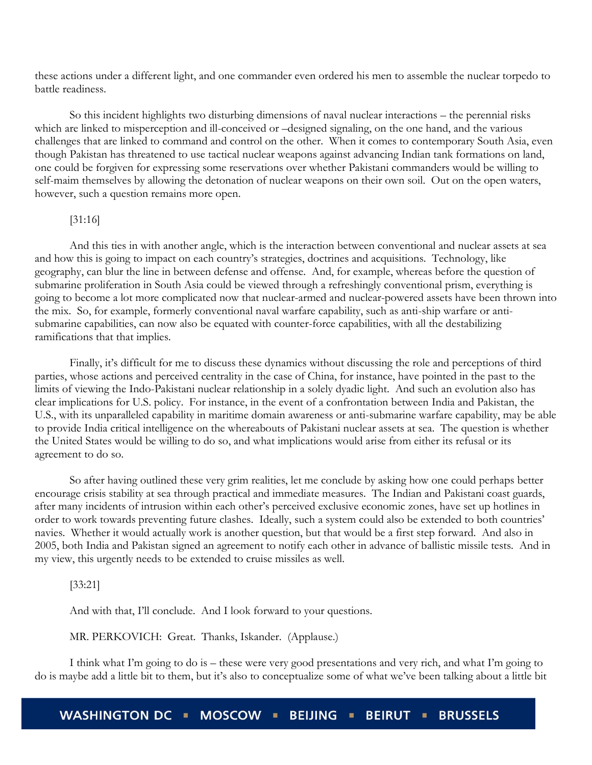these actions under a different light, and one commander even ordered his men to assemble the nuclear torpedo to battle readiness.

So this incident highlights two disturbing dimensions of naval nuclear interactions – the perennial risks which are linked to misperception and ill-conceived or –designed signaling, on the one hand, and the various challenges that are linked to command and control on the other. When it comes to contemporary South Asia, even though Pakistan has threatened to use tactical nuclear weapons against advancing Indian tank formations on land, one could be forgiven for expressing some reservations over whether Pakistani commanders would be willing to self-maim themselves by allowing the detonation of nuclear weapons on their own soil. Out on the open waters, however, such a question remains more open.

[31:16]

And this ties in with another angle, which is the interaction between conventional and nuclear assets at sea and how this is going to impact on each country's strategies, doctrines and acquisitions. Technology, like geography, can blur the line in between defense and offense. And, for example, whereas before the question of submarine proliferation in South Asia could be viewed through a refreshingly conventional prism, everything is going to become a lot more complicated now that nuclear-armed and nuclear-powered assets have been thrown into the mix. So, for example, formerly conventional naval warfare capability, such as anti-ship warfare or anti-submarine capabilities, can now also be equated with counter-force capabilities, with all the destabilizing ramifications that that implies.

Finally, it's difficult for me to discuss these dynamics without discussing the role and perceptions of third parties, whose actions and perceived centrality in the case of China, for instance, have pointed in the past to the limits of viewing the Indo-Pakistani nuclear relationship in a solely dyadic light. And such an evolution also has clear implications for U.S. policy. For instance, in the event of a confrontation between India and Pakistan, the U.S., with its unparalleled capability in maritime domain awareness or anti-submarine warfare capability, may be able to provide India critical intelligence on the whereabouts of Pakistani nuclear assets at sea. The question is whether the United States would be willing to do so, and what implications would arise from either its refusal or its agreement to do so.

So after having outlined these very grim realities, let me conclude by asking how one could perhaps better encourage crisis stability at sea through practical and immediate measures. The Indian and Pakistani coast guards, after many incidents of intrusion within each other's perceived exclusive economic zones, have set up hotlines in order to work towards preventing future clashes. Ideally, such a system could also be extended to both countries' navies. Whether it would actually work is another question, but that would be a first step forward. And also in 2005, both India and Pakistan signed an agreement to notify each other in advance of ballistic missile tests. And in my view, this urgently needs to be extended to cruise missiles as well.

[33:21]

And with that, I'll conclude. And I look forward to your questions.

MR. PERKOVICH: Great. Thanks, Iskander. (Applause.)

I think what I'm going to do is – these were very good presentations and very rich, and what I'm going to do is maybe add a little bit to them, but it's also to conceptualize some of what we've been talking about a little bit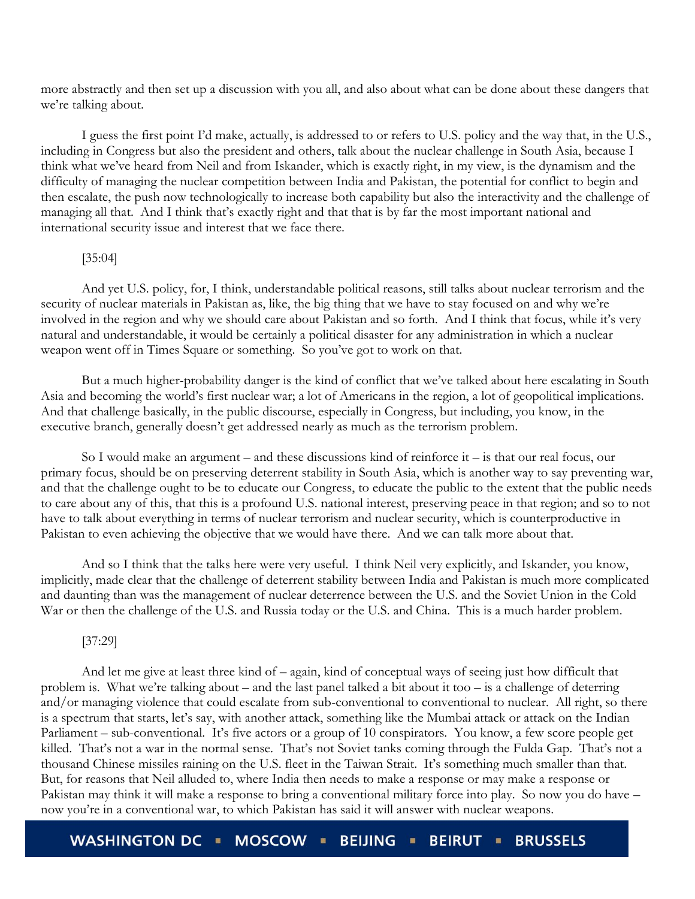more abstractly and then set up a discussion with you all, and also about what can be done about these dangers that we're talking about.

I guess the first point I'd make, actually, is addressed to or refers to U.S. policy and the way that, in the U.S., including in Congress but also the president and others, talk about the nuclear challenge in South Asia, because I think what we've heard from Neil and from Iskander, which is exactly right, in my view, is the dynamism and the difficulty of managing the nuclear competition between India and Pakistan, the potential for conflict to begin and then escalate, the push now technologically to increase both capability but also the interactivity and the challenge of managing all that. And I think that's exactly right and that that is by far the most important national and international security issue and interest that we face there.

[35:04]

And yet U.S. policy, for, I think, understandable political reasons, still talks about nuclear terrorism and the security of nuclear materials in Pakistan as, like, the big thing that we have to stay focused on and why we're involved in the region and why we should care about Pakistan and so forth. And I think that focus, while it's very natural and understandable, it would be certainly a political disaster for any administration in which a nuclear weapon went off in Times Square or something. So you've got to work on that.

But a much higher-probability danger is the kind of conflict that we've talked about here escalating in South Asia and becoming the world's first nuclear war; a lot of Americans in the region, a lot of geopolitical implications. And that challenge basically, in the public discourse, especially in Congress, but including, you know, in the executive branch, generally doesn't get addressed nearly as much as the terrorism problem.

So I would make an argument – and these discussions kind of reinforce it – is that our real focus, our primary focus, should be on preserving deterrent stability in South Asia, which is another way to say preventing war, and that the challenge ought to be to educate our Congress, to educate the public to the extent that the public needs to care about any of this, that this is a profound U.S. national interest, preserving peace in that region; and so to not have to talk about everything in terms of nuclear terrorism and nuclear security, which is counterproductive in Pakistan to even achieving the objective that we would have there. And we can talk more about that.

And so I think that the talks here were very useful. I think Neil very explicitly, and Iskander, you know, implicitly, made clear that the challenge of deterrent stability between India and Pakistan is much more complicated and daunting than was the management of nuclear deterrence between the U.S. and the Soviet Union in the Cold War or then the challenge of the U.S. and Russia today or the U.S. and China. This is a much harder problem.

[37:29]

And let me give at least three kind of – again, kind of conceptual ways of seeing just how difficult that problem is. What we're talking about – and the last panel talked a bit about it too – is a challenge of deterring and/or managing violence that could escalate from sub-conventional to conventional to nuclear. All right, so there is a spectrum that starts, let's say, with another attack, something like the Mumbai attack or attack on the Indian Parliament – sub-conventional. It's five actors or a group of 10 conspirators. You know, a few score people get killed. That's not a war in the normal sense. That's not Soviet tanks coming through the Fulda Gap. That's not a thousand Chinese missiles raining on the U.S. fleet in the Taiwan Strait. It's something much smaller than that. But, for reasons that Neil alluded to, where India then needs to make a response or may make a response or Pakistan may think it will make a response to bring a conventional military force into play. So now you do have – now you're in a conventional war, to which Pakistan has said it will answer with nuclear weapons.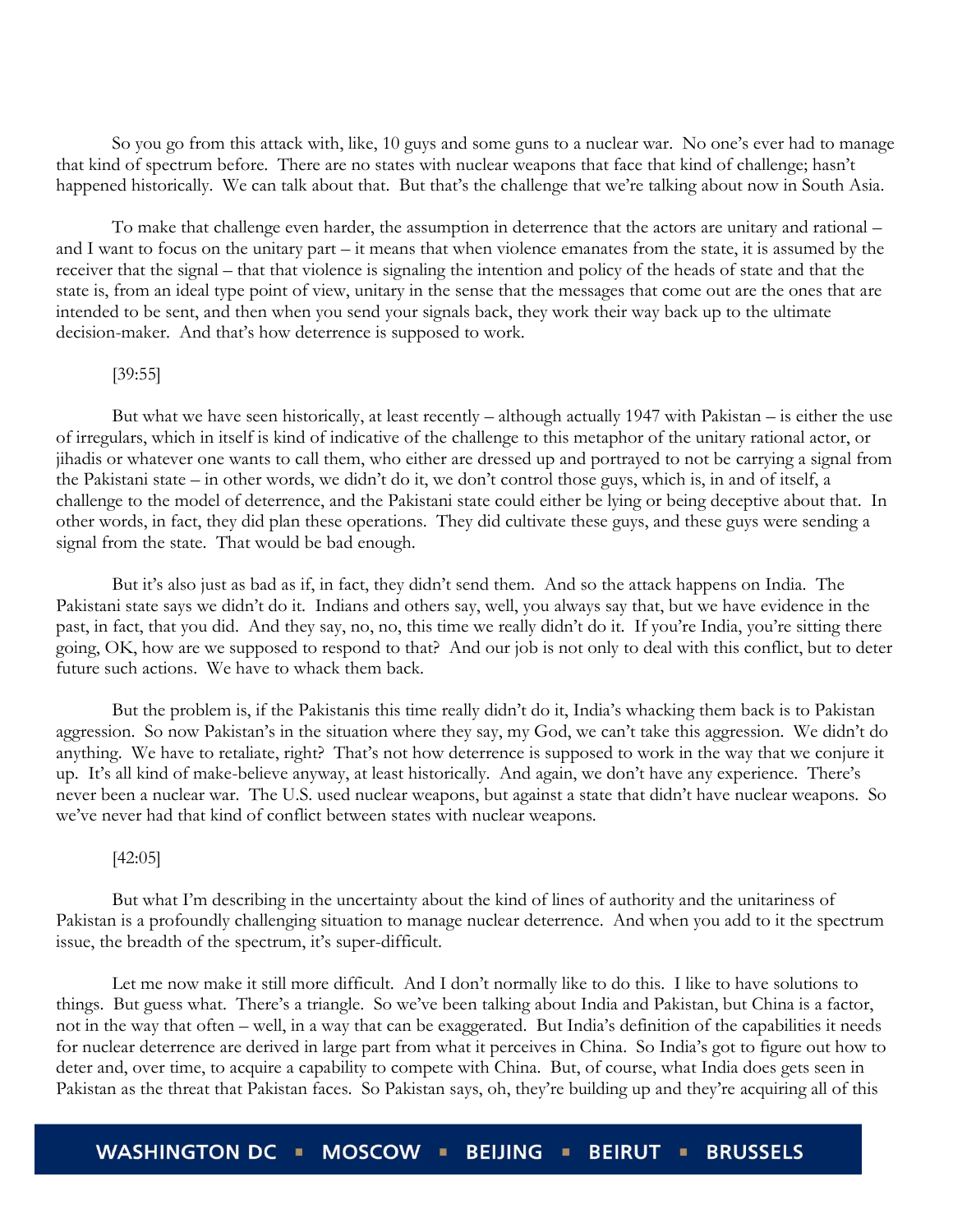So you go from this attack with, like, 10 guys and some guns to a nuclear war. No one's ever had to manage that kind of spectrum before. There are no states with nuclear weapons that face that kind of challenge; hasn't happened historically. We can talk about that. But that's the challenge that we're talking about now in South Asia.

To make that challenge even harder, the assumption in deterrence that the actors are unitary and rational – and I want to focus on the unitary part – it means that when violence emanates from the state, it is assumed by the receiver that the signal – that that violence is signaling the intention and policy of the heads of state and that the state is, from an ideal type point of view, unitary in the sense that the messages that come out are the ones that are intended to be sent, and then when you send your signals back, they work their way back up to the ultimate decision-maker. And that's how deterrence is supposed to work.

[39:55]

But what we have seen historically, at least recently – although actually 1947 with Pakistan – is either the use of irregulars, which in itself is kind of indicative of the challenge to this metaphor of the unitary rational actor, or jihadis or whatever one wants to call them, who either are dressed up and portrayed to not be carrying a signal from the Pakistani state – in other words, we didn't do it, we don't control those guys, which is, in and of itself, a challenge to the model of deterrence, and the Pakistani state could either be lying or being deceptive about that. In other words, in fact, they did plan these operations. They did cultivate these guys, and these guys were sending a signal from the state. That would be bad enough.

But it's also just as bad as if, in fact, they didn't send them. And so the attack happens on India. The Pakistani state says we didn't do it. Indians and others say, well, you always say that, but we have evidence in the past, in fact, that you did. And they say, no, no, this time we really didn't do it. If you're India, you're sitting there going, OK, how are we supposed to respond to that? And our job is not only to deal with this conflict, but to deter future such actions. We have to whack them back.

But the problem is, if the Pakistanis this time really didn't do it, India's whacking them back is to Pakistan aggression. So now Pakistan's in the situation where they say, my God, we can't take this aggression. We didn't do anything. We have to retaliate, right? That's not how deterrence is supposed to work in the way that we conjure it up. It's all kind of make-believe anyway, at least historically. And again, we don't have any experience. There's never been a nuclear war. The U.S. used nuclear weapons, but against a state that didn't have nuclear weapons. So we've never had that kind of conflict between states with nuclear weapons.

[42:05]

But what I'm describing in the uncertainty about the kind of lines of authority and the unitariness of Pakistan is a profoundly challenging situation to manage nuclear deterrence. And when you add to it the spectrum issue, the breadth of the spectrum, it's super-difficult.

Let me now make it still more difficult. And I don't normally like to do this. I like to have solutions to things. But guess what. There's a triangle. So we've been talking about India and Pakistan, but China is a factor, not in the way that often – well, in a way that can be exaggerated. But India's definition of the capabilities it needs for nuclear deterrence are derived in large part from what it perceives in China. So India's got to figure out how to deter and, over time, to acquire a capability to compete with China. But, of course, what India does gets seen in Pakistan as the threat that Pakistan faces. So Pakistan says, oh, they're building up and they're acquiring all of this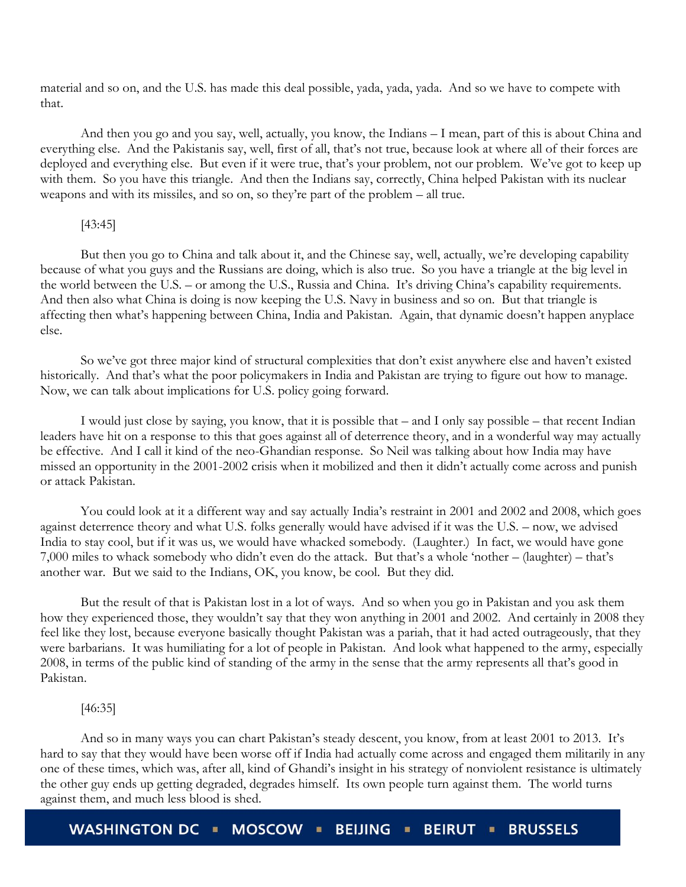material and so on, and the U.S. has made this deal possible, yada, yada, yada. And so we have to compete with that.

And then you go and you say, well, actually, you know, the Indians – I mean, part of this is about China and everything else. And the Pakistanis say, well, first of all, that's not true, because look at where all of their forces are deployed and everything else. But even if it were true, that's your problem, not our problem. We've got to keep up with them. So you have this triangle. And then the Indians say, correctly, China helped Pakistan with its nuclear weapons and with its missiles, and so on, so they're part of the problem – all true.

[43:45]

But then you go to China and talk about it, and the Chinese say, well, actually, we're developing capability because of what you guys and the Russians are doing, which is also true. So you have a triangle at the big level in the world between the U.S. – or among the U.S., Russia and China. It's driving China's capability requirements. And then also what China is doing is now keeping the U.S. Navy in business and so on. But that triangle is affecting then what's happening between China, India and Pakistan. Again, that dynamic doesn't happen anyplace else.

So we've got three major kind of structural complexities that don't exist anywhere else and haven't existed historically. And that's what the poor policymakers in India and Pakistan are trying to figure out how to manage. Now, we can talk about implications for U.S. policy going forward.

I would just close by saying, you know, that it is possible that – and I only say possible – that recent Indian leaders have hit on a response to this that goes against all of deterrence theory, and in a wonderful way may actually be effective. And I call it kind of the neo-Ghandian response. So Neil was talking about how India may have missed an opportunity in the 2001-2002 crisis when it mobilized and then it didn't actually come across and punish or attack Pakistan.

You could look at it a different way and say actually India's restraint in 2001 and 2002 and 2008, which goes against deterrence theory and what U.S. folks generally would have advised if it was the U.S. – now, we advised India to stay cool, but if it was us, we would have whacked somebody. (Laughter.) In fact, we would have gone 7,000 miles to whack somebody who didn't even do the attack. But that's a whole 'nother – (laughter) – that's another war. But we said to the Indians, OK, you know, be cool. But they did.

But the result of that is Pakistan lost in a lot of ways. And so when you go in Pakistan and you ask them how they experienced those, they wouldn't say that they won anything in 2001 and 2002. And certainly in 2008 they feel like they lost, because everyone basically thought Pakistan was a pariah, that it had acted outrageously, that they were barbarians. It was humiliating for a lot of people in Pakistan. And look what happened to the army, especially 2008, in terms of the public kind of standing of the army in the sense that the army represents all that's good in Pakistan.

[46:35]

And so in many ways you can chart Pakistan's steady descent, you know, from at least 2001 to 2013. It's hard to say that they would have been worse off if India had actually come across and engaged them militarily in any one of these times, which was, after all, kind of Ghandi's insight in his strategy of nonviolent resistance is ultimately the other guy ends up getting degraded, degrades himself. Its own people turn against them. The world turns against them, and much less blood is shed.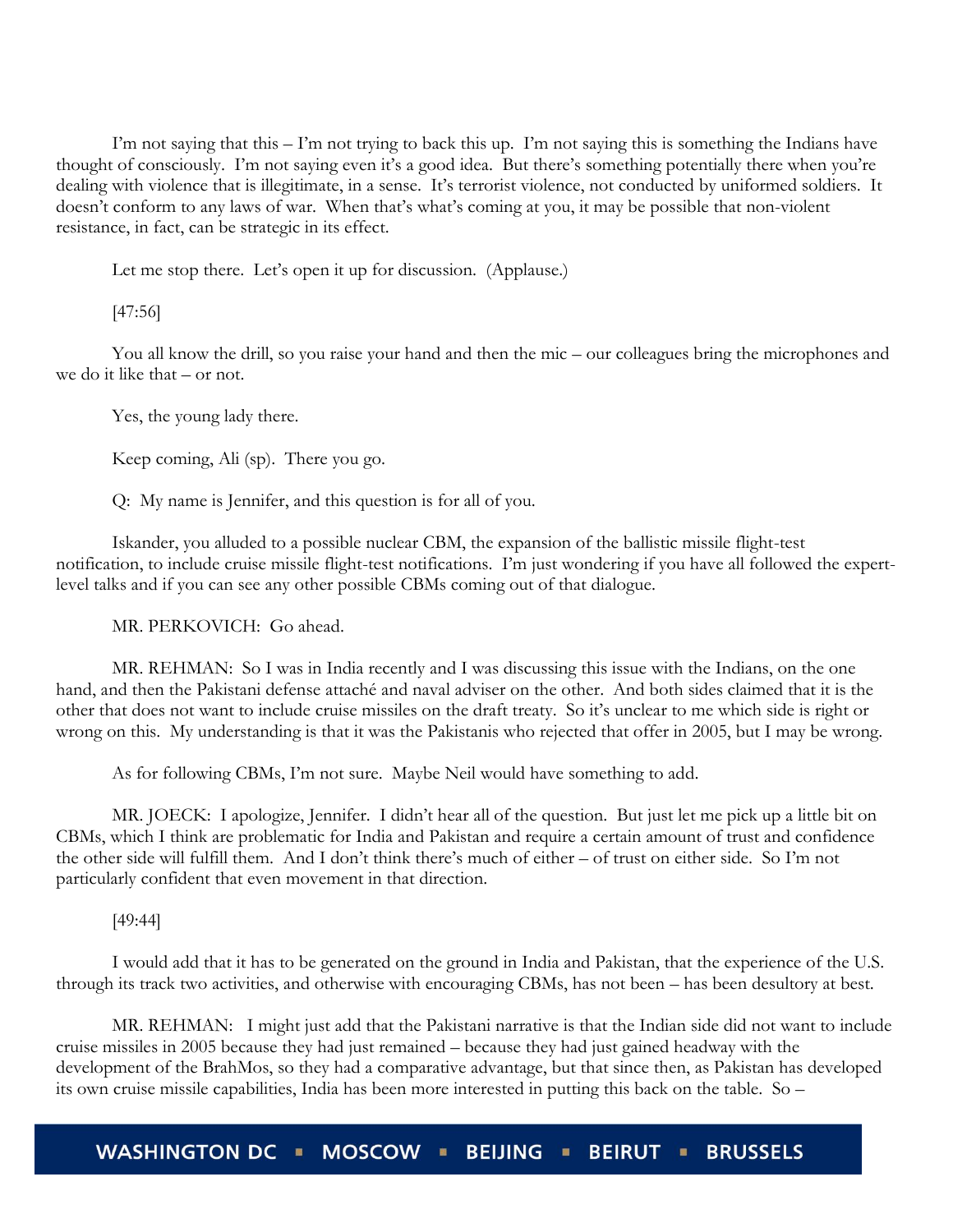I'm not saying that this – I'm not trying to back this up. I'm not saying this is something the Indians have thought of consciously. I'm not saying even it's a good idea. But there's something potentially there when you're dealing with violence that is illegitimate, in a sense. It's terrorist violence, not conducted by uniformed soldiers. It doesn't conform to any laws of war. When that's what's coming at you, it may be possible that non-violent resistance, in fact, can be strategic in its effect.

Let me stop there. Let's open it up for discussion. (Applause.)

[47:56]

You all know the drill, so you raise your hand and then the mic – our colleagues bring the microphones and we do it like that – or not.

Yes, the young lady there.

Keep coming, Ali (sp). There you go.

Q: My name is Jennifer, and this question is for all of you.

Iskander, you alluded to a possible nuclear CBM, the expansion of the ballistic missile flight-test notification, to include cruise missile flight-test notifications. I'm just wondering if you have all followed the expert-level talks and if you can see any other possible CBMs coming out of that dialogue.

MR. PERKOVICH: Go ahead.

MR. REHMAN: So I was in India recently and I was discussing this issue with the Indians, on the one hand, and then the Pakistani defense attaché and naval adviser on the other. And both sides claimed that it is the other that does not want to include cruise missiles on the draft treaty. So it's unclear to me which side is right or wrong on this. My understanding is that it was the Pakistanis who rejected that offer in 2005, but I may be wrong.

As for following CBMs, I'm not sure. Maybe Neil would have something to add.

MR. JOECK: I apologize, Jennifer. I didn't hear all of the question. But just let me pick up a little bit on CBMs, which I think are problematic for India and Pakistan and require a certain amount of trust and confidence the other side will fulfill them. And I don't think there's much of either – of trust on either side. So I'm not particularly confident that even movement in that direction.

[49:44]

I would add that it has to be generated on the ground in India and Pakistan, that the experience of the U.S. through its track two activities, and otherwise with encouraging CBMs, has not been – has been desultory at best.

MR. REHMAN: I might just add that the Pakistani narrative is that the Indian side did not want to include cruise missiles in 2005 because they had just remained – because they had just gained headway with the development of the BrahMos, so they had a comparative advantage, but that since then, as Pakistan has developed its own cruise missile capabilities, India has been more interested in putting this back on the table. So –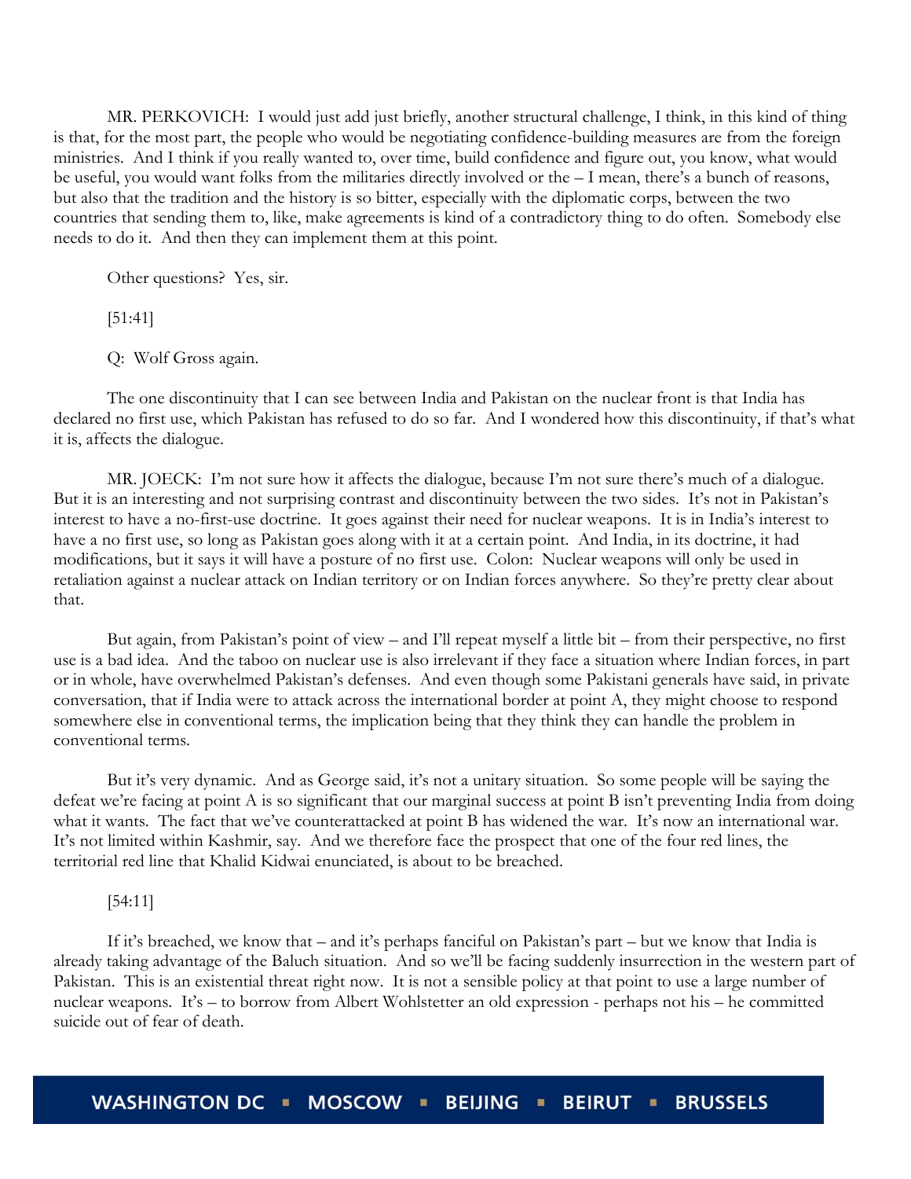MR. PERKOVICH: I would just add just briefly, another structural challenge, I think, in this kind of thing is that, for the most part, the people who would be negotiating confidence-building measures are from the foreign ministries. And I think if you really wanted to, over time, build confidence and figure out, you know, what would be useful, you would want folks from the militaries directly involved or the – I mean, there's a bunch of reasons, but also that the tradition and the history is so bitter, especially with the diplomatic corps, between the two countries that sending them to, like, make agreements is kind of a contradictory thing to do often. Somebody else needs to do it. And then they can implement them at this point.

Other questions? Yes, sir.

[51:41]

Q: Wolf Gross again.

The one discontinuity that I can see between India and Pakistan on the nuclear front is that India has declared no first use, which Pakistan has refused to do so far. And I wondered how this discontinuity, if that's what it is, affects the dialogue.

MR. JOECK: I'm not sure how it affects the dialogue, because I'm not sure there's much of a dialogue. But it is an interesting and not surprising contrast and discontinuity between the two sides. It's not in Pakistan's interest to have a no-first-use doctrine. It goes against their need for nuclear weapons. It is in India's interest to have a no first use, so long as Pakistan goes along with it at a certain point. And India, in its doctrine, it had modifications, but it says it will have a posture of no first use. Colon: Nuclear weapons will only be used in retaliation against a nuclear attack on Indian territory or on Indian forces anywhere. So they're pretty clear about that.

But again, from Pakistan's point of view – and I'll repeat myself a little bit – from their perspective, no first use is a bad idea. And the taboo on nuclear use is also irrelevant if they face a situation where Indian forces, in part or in whole, have overwhelmed Pakistan's defenses. And even though some Pakistani generals have said, in private conversation, that if India were to attack across the international border at point A, they might choose to respond somewhere else in conventional terms, the implication being that they think they can handle the problem in conventional terms.

But it's very dynamic. And as George said, it's not a unitary situation. So some people will be saying the defeat we're facing at point A is so significant that our marginal success at point B isn't preventing India from doing what it wants. The fact that we've counterattacked at point B has widened the war. It's now an international war. It's not limited within Kashmir, say. And we therefore face the prospect that one of the four red lines, the territorial red line that Khalid Kidwai enunciated, is about to be breached.

[54:11]

If it's breached, we know that – and it's perhaps fanciful on Pakistan's part – but we know that India is already taking advantage of the Baluch situation. And so we'll be facing suddenly insurrection in the western part of Pakistan. This is an existential threat right now. It is not a sensible policy at that point to use a large number of nuclear weapons. It's – to borrow from Albert Wohlstetter an old expression - perhaps not his – he committed suicide out of fear of death.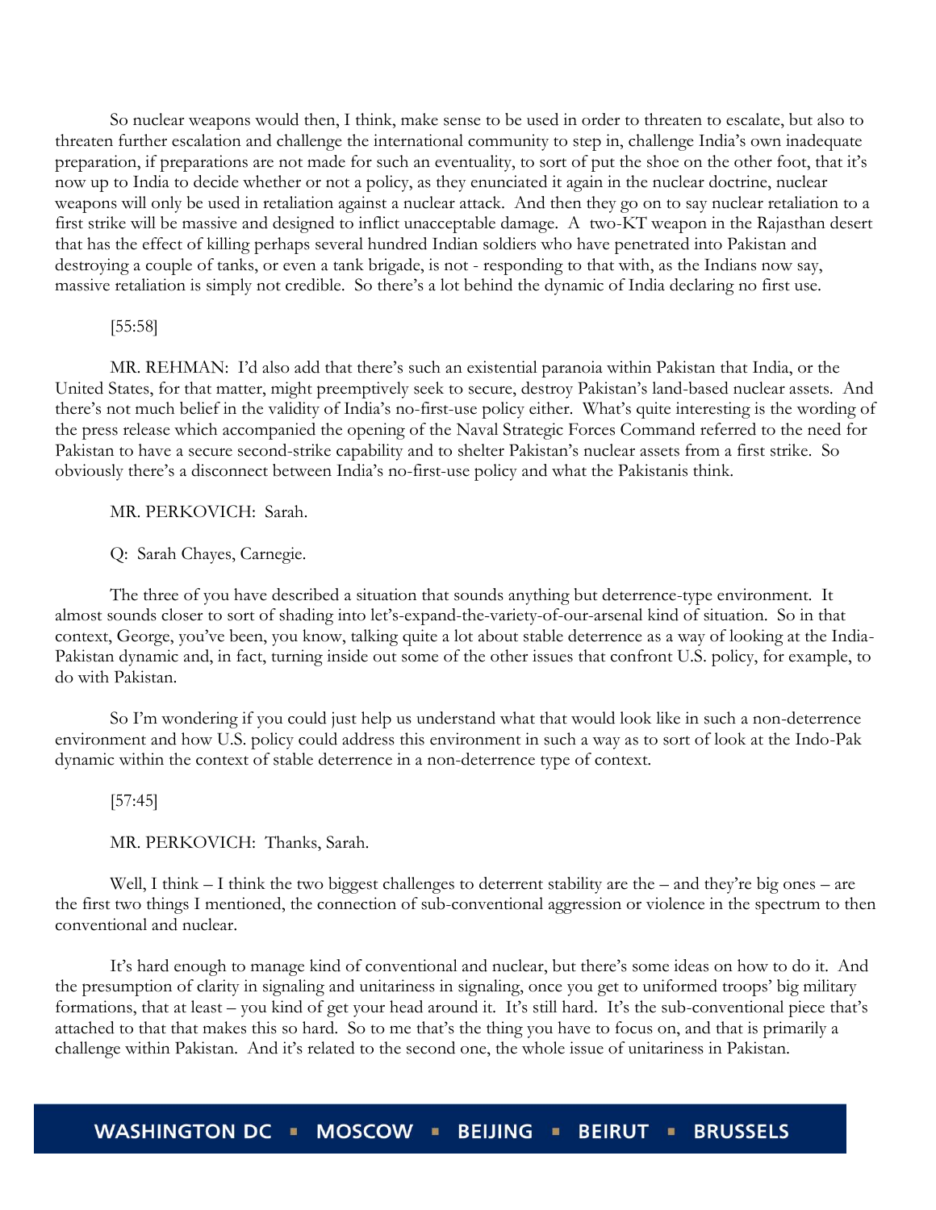So nuclear weapons would then, I think, make sense to be used in order to threaten to escalate, but also to threaten further escalation and challenge the international community to step in, challenge India's own inadequate preparation, if preparations are not made for such an eventuality, to sort of put the shoe on the other foot, that it's now up to India to decide whether or not a policy, as they enunciated it again in the nuclear doctrine, nuclear weapons will only be used in retaliation against a nuclear attack. And then they go on to say nuclear retaliation to a first strike will be massive and designed to inflict unacceptable damage. A two-KT weapon in the Rajasthan desert that has the effect of killing perhaps several hundred Indian soldiers who have penetrated into Pakistan and destroying a couple of tanks, or even a tank brigade, is not - responding to that with, as the Indians now say, massive retaliation is simply not credible. So there's a lot behind the dynamic of India declaring no first use.

[55:58]

MR. REHMAN: I'd also add that there's such an existential paranoia within Pakistan that India, or the United States, for that matter, might preemptively seek to secure, destroy Pakistan's land-based nuclear assets. And there's not much belief in the validity of India's no-first-use policy either. What's quite interesting is the wording of the press release which accompanied the opening of the Naval Strategic Forces Command referred to the need for Pakistan to have a secure second-strike capability and to shelter Pakistan's nuclear assets from a first strike. So obviously there's a disconnect between India's no-first-use policy and what the Pakistanis think.

MR. PERKOVICH: Sarah.

Q: Sarah Chayes, Carnegie.

The three of you have described a situation that sounds anything but deterrence-type environment. It almost sounds closer to sort of shading into let's-expand-the-variety-of-our-arsenal kind of situation. So in that context, George, you've been, you know, talking quite a lot about stable deterrence as a way of looking at the India-Pakistan dynamic and, in fact, turning inside out some of the other issues that confront U.S. policy, for example, to do with Pakistan.

So I'm wondering if you could just help us understand what that would look like in such a non-deterrence environment and how U.S. policy could address this environment in such a way as to sort of look at the Indo-Pak dynamic within the context of stable deterrence in a non-deterrence type of context.

[57:45]

MR. PERKOVICH: Thanks, Sarah.

Well, I think – I think the two biggest challenges to deterrent stability are the – and they're big ones – are the first two things I mentioned, the connection of sub-conventional aggression or violence in the spectrum to then conventional and nuclear.

It's hard enough to manage kind of conventional and nuclear, but there's some ideas on how to do it. And the presumption of clarity in signaling and unitariness in signaling, once you get to uniformed troops' big military formations, that at least – you kind of get your head around it. It's still hard. It's the sub-conventional piece that's attached to that that makes this so hard. So to me that's the thing you have to focus on, and that is primarily a challenge within Pakistan. And it's related to the second one, the whole issue of unitariness in Pakistan.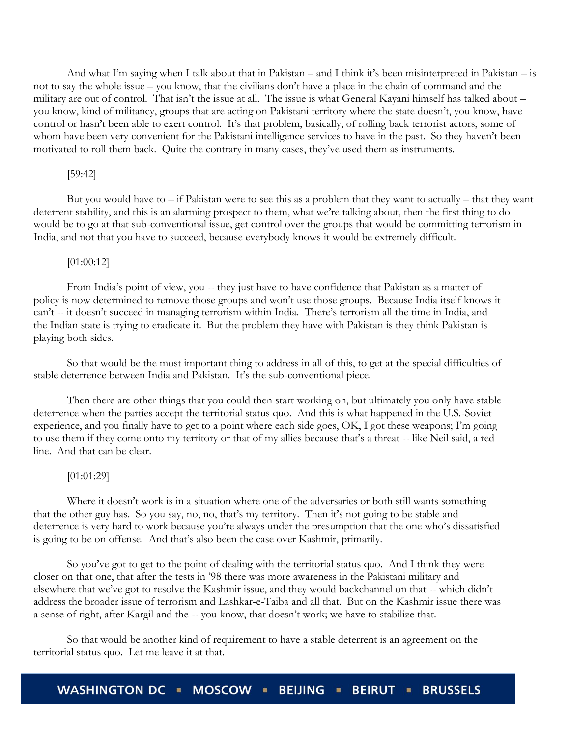And what I'm saying when I talk about that in Pakistan – and I think it's been misinterpreted in Pakistan – is not to say the whole issue – you know, that the civilians don't have a place in the chain of command and the military are out of control. That isn't the issue at all. The issue is what General Kayani himself has talked about – you know, kind of militancy, groups that are acting on Pakistani territory where the state doesn't, you know, have control or hasn't been able to exert control. It's that problem, basically, of rolling back terrorist actors, some of whom have been very convenient for the Pakistani intelligence services to have in the past. So they haven't been motivated to roll them back. Quite the contrary in many cases, they've used them as instruments.

[59:42]

But you would have to – if Pakistan were to see this as a problem that they want to actually – that they want deterrent stability, and this is an alarming prospect to them, what we're talking about, then the first thing to do would be to go at that sub-conventional issue, get control over the groups that would be committing terrorism in India, and not that you have to succeed, because everybody knows it would be extremely difficult.

[01:00:12]

From India's point of view, you -- they just have to have confidence that Pakistan as a matter of policy is now determined to remove those groups and won't use those groups. Because India itself knows it can't -- it doesn't succeed in managing terrorism within India. There's terrorism all the time in India, and the Indian state is trying to eradicate it. But the problem they have with Pakistan is they think Pakistan is playing both sides.

So that would be the most important thing to address in all of this, to get at the special difficulties of stable deterrence between India and Pakistan. It's the sub-conventional piece.

Then there are other things that you could then start working on, but ultimately you only have stable deterrence when the parties accept the territorial status quo. And this is what happened in the U.S.-Soviet experience, and you finally have to get to a point where each side goes, OK, I got these weapons; I'm going to use them if they come onto my territory or that of my allies because that's a threat -- like Neil said, a red line. And that can be clear.

[01:01:29]

Where it doesn't work is in a situation where one of the adversaries or both still wants something that the other guy has. So you say, no, no, that's my territory. Then it's not going to be stable and deterrence is very hard to work because you're always under the presumption that the one who's dissatisfied is going to be on offense. And that's also been the case over Kashmir, primarily.

So you've got to get to the point of dealing with the territorial status quo. And I think they were closer on that one, that after the tests in '98 there was more awareness in the Pakistani military and elsewhere that we've got to resolve the Kashmir issue, and they would backchannel on that -- which didn't address the broader issue of terrorism and Lashkar-e-Taiba and all that. But on the Kashmir issue there was a sense of right, after Kargil and the -- you know, that doesn't work; we have to stabilize that.

So that would be another kind of requirement to have a stable deterrent is an agreement on the territorial status quo. Let me leave it at that.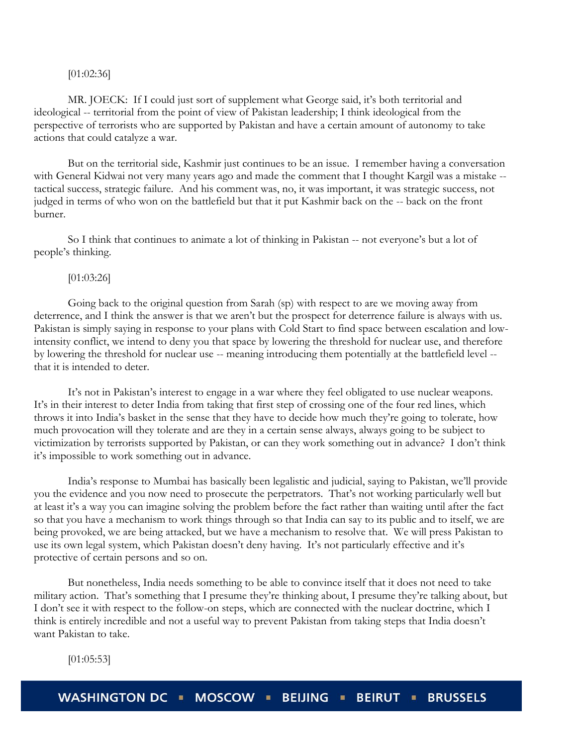[01:02:36]

MR. JOECK: If I could just sort of supplement what George said, it's both territorial and ideological -- territorial from the point of view of Pakistan leadership; I think ideological from the perspective of terrorists who are supported by Pakistan and have a certain amount of autonomy to take actions that could catalyze a war.

But on the territorial side, Kashmir just continues to be an issue. I remember having a conversation with General Kidwai not very many years ago and made the comment that I thought Kargil was a mistake -- tactical success, strategic failure. And his comment was, no, it was important, it was strategic success, not judged in terms of who won on the battlefield but that it put Kashmir back on the -- back on the front burner.

So I think that continues to animate a lot of thinking in Pakistan -- not everyone's but a lot of people's thinking.

[01:03:26]

Going back to the original question from Sarah (sp) with respect to are we moving away from deterrence, and I think the answer is that we aren't but the prospect for deterrence failure is always with us. Pakistan is simply saying in response to your plans with Cold Start to find space between escalation and low-intensity conflict, we intend to deny you that space by lowering the threshold for nuclear use, and therefore by lowering the threshold for nuclear use -- meaning introducing them potentially at the battlefield level -- that it is intended to deter.

It's not in Pakistan's interest to engage in a war where they feel obligated to use nuclear weapons. It's in their interest to deter India from taking that first step of crossing one of the four red lines, which throws it into India's basket in the sense that they have to decide how much they're going to tolerate, how much provocation will they tolerate and are they in a certain sense always, always going to be subject to victimization by terrorists supported by Pakistan, or can they work something out in advance? I don't think it's impossible to work something out in advance.

India's response to Mumbai has basically been legalistic and judicial, saying to Pakistan, we'll provide you the evidence and you now need to prosecute the perpetrators. That's not working particularly well but at least it's a way you can imagine solving the problem before the fact rather than waiting until after the fact so that you have a mechanism to work things through so that India can say to its public and to itself, we are being provoked, we are being attacked, but we have a mechanism to resolve that. We will press Pakistan to use its own legal system, which Pakistan doesn't deny having. It's not particularly effective and it's protective of certain persons and so on.

But nonetheless, India needs something to be able to convince itself that it does not need to take military action. That's something that I presume they're thinking about, I presume they're talking about, but I don't see it with respect to the follow-on steps, which are connected with the nuclear doctrine, which I think is entirely incredible and not a useful way to prevent Pakistan from taking steps that India doesn't want Pakistan to take.

[01:05:53]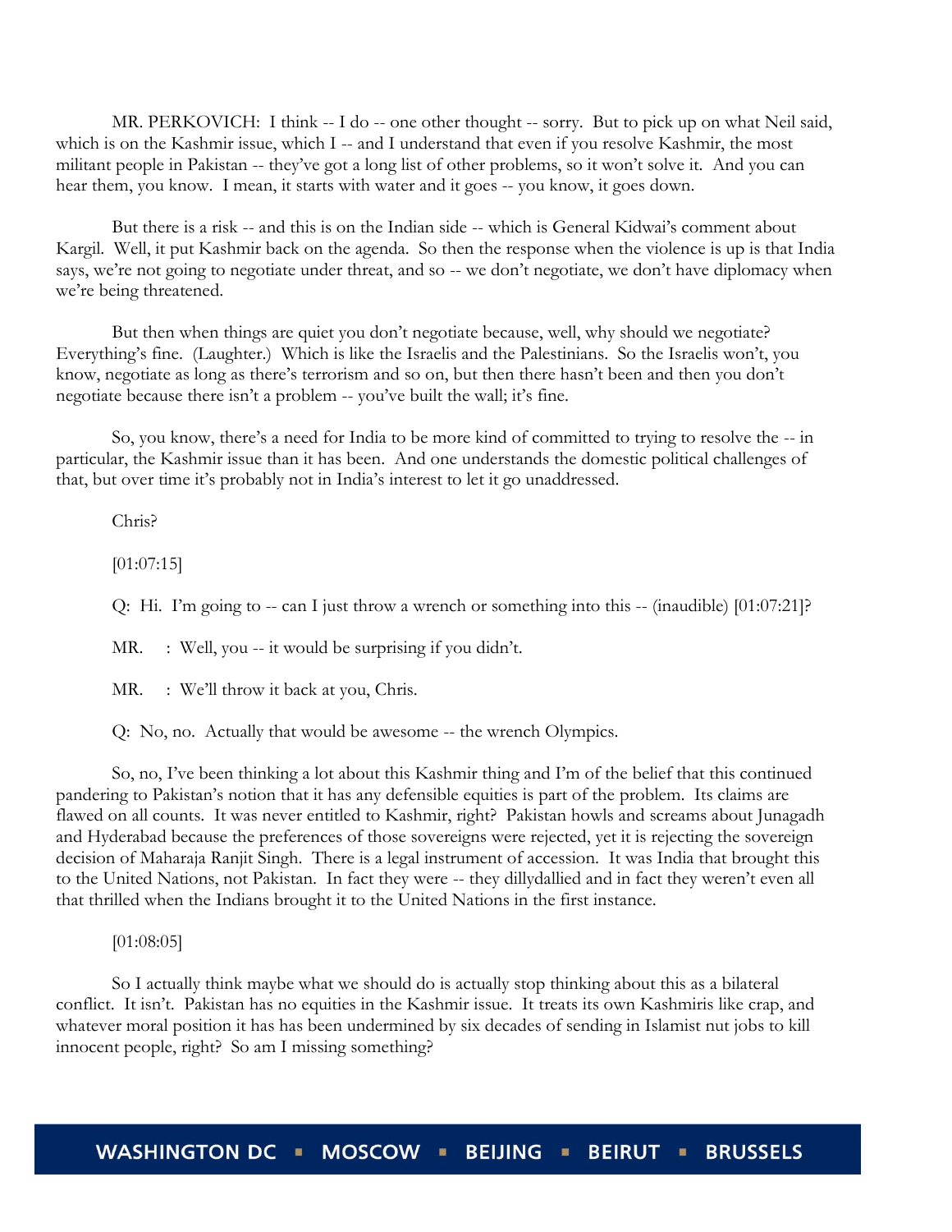MR. PERKOVICH: I think -- I do -- one other thought -- sorry. But to pick up on what Neil said, which is on the Kashmir issue, which I -- and I understand that even if you resolve Kashmir, the most militant people in Pakistan -- they've got a long list of other problems, so it won't solve it. And you can hear them, you know. I mean, it starts with water and it goes -- you know, it goes down.

But there is a risk -- and this is on the Indian side -- which is General Kidwai's comment about Kargil. Well, it put Kashmir back on the agenda. So then the response when the violence is up is that India says, we're not going to negotiate under threat, and so -- we don't negotiate, we don't have diplomacy when we're being threatened.

But then when things are quiet you don't negotiate because, well, why should we negotiate? Everything's fine. (Laughter.) Which is like the Israelis and the Palestinians. So the Israelis won't, you know, negotiate as long as there's terrorism and so on, but then there hasn't been and then you don't negotiate because there isn't a problem -- you've built the wall; it's fine.

So, you know, there's a need for India to be more kind of committed to trying to resolve the -- in particular, the Kashmir issue than it has been. And one understands the domestic political challenges of that, but over time it's probably not in India's interest to let it go unaddressed.

Chris?

[01:07:15]

Q: Hi. I'm going to -- can I just throw a wrench or something into this -- (inaudible) [01:07:21]?

MR. : Well, you -- it would be surprising if you didn't.

MR. : We'll throw it back at you, Chris.

Q: No, no. Actually that would be awesome -- the wrench Olympics.

So, no, I've been thinking a lot about this Kashmir thing and I'm of the belief that this continued pandering to Pakistan's notion that it has any defensible equities is part of the problem. Its claims are flawed on all counts. It was never entitled to Kashmir, right? Pakistan howls and screams about Junagadh and Hyderabad because the preferences of those sovereigns were rejected, yet it is rejecting the sovereign decision of Maharaja Ranjit Singh. There is a legal instrument of accession. It was India that brought this to the United Nations, not Pakistan. In fact they were -- they dillydallied and in fact they weren't even all that thrilled when the Indians brought it to the United Nations in the first instance.

[01:08:05]

So I actually think maybe what we should do is actually stop thinking about this as a bilateral conflict. It isn't. Pakistan has no equities in the Kashmir issue. It treats its own Kashmiris like crap, and whatever moral position it has has been undermined by six decades of sending in Islamist nut jobs to kill innocent people, right? So am I missing something?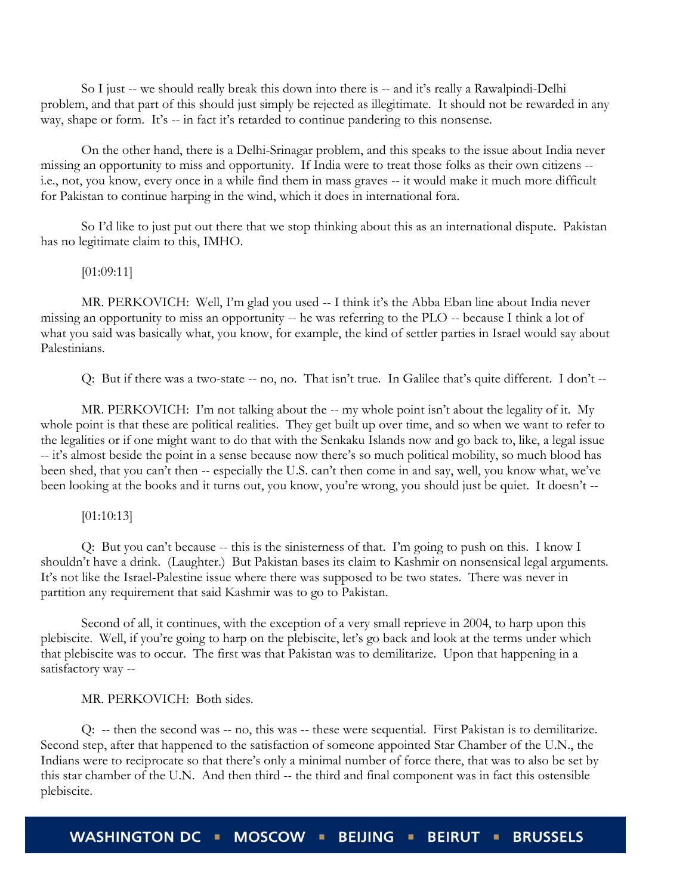So I just -- we should really break this down into there is -- and it's really a Rawalpindi-Delhi problem, and that part of this should just simply be rejected as illegitimate. It should not be rewarded in any way, shape or form. It's -- in fact it's retarded to continue pandering to this nonsense.

On the other hand, there is a Delhi-Srinagar problem, and this speaks to the issue about India never missing an opportunity to miss and opportunity. If India were to treat those folks as their own citizens -- i.e., not, you know, every once in a while find them in mass graves -- it would make it much more difficult for Pakistan to continue harping in the wind, which it does in international fora.

So I'd like to just put out there that we stop thinking about this as an international dispute. Pakistan has no legitimate claim to this, IMHO.

[01:09:11]

MR. PERKOVICH: Well, I'm glad you used -- I think it's the Abba Eban line about India never missing an opportunity to miss an opportunity -- he was referring to the PLO -- because I think a lot of what you said was basically what, you know, for example, the kind of settler parties in Israel would say about Palestinians.

Q: But if there was a two-state -- no, no. That isn't true. In Galilee that's quite different. I don't --

MR. PERKOVICH: I'm not talking about the -- my whole point isn't about the legality of it. My whole point is that these are political realities. They get built up over time, and so when we want to refer to the legalities or if one might want to do that with the Senkaku Islands now and go back to, like, a legal issue -- it's almost beside the point in a sense because now there's so much political mobility, so much blood has been shed, that you can't then -- especially the U.S. can't then come in and say, well, you know what, we've been looking at the books and it turns out, you know, you're wrong, you should just be quiet. It doesn't --

[01:10:13]

Q: But you can't because -- this is the sinisterness of that. I'm going to push on this. I know I shouldn't have a drink. (Laughter.) But Pakistan bases its claim to Kashmir on nonsensical legal arguments. It's not like the Israel-Palestine issue where there was supposed to be two states. There was never in partition any requirement that said Kashmir was to go to Pakistan.

Second of all, it continues, with the exception of a very small reprieve in 2004, to harp upon this plebiscite. Well, if you're going to harp on the plebiscite, let's go back and look at the terms under which that plebiscite was to occur. The first was that Pakistan was to demilitarize. Upon that happening in a satisfactory way --

MR. PERKOVICH: Both sides.

Q: -- then the second was -- no, this was -- these were sequential. First Pakistan is to demilitarize. Second step, after that happened to the satisfaction of someone appointed Star Chamber of the U.N., the Indians were to reciprocate so that there's only a minimal number of force there, that was to also be set by this star chamber of the U.N. And then third -- the third and final component was in fact this ostensible plebiscite.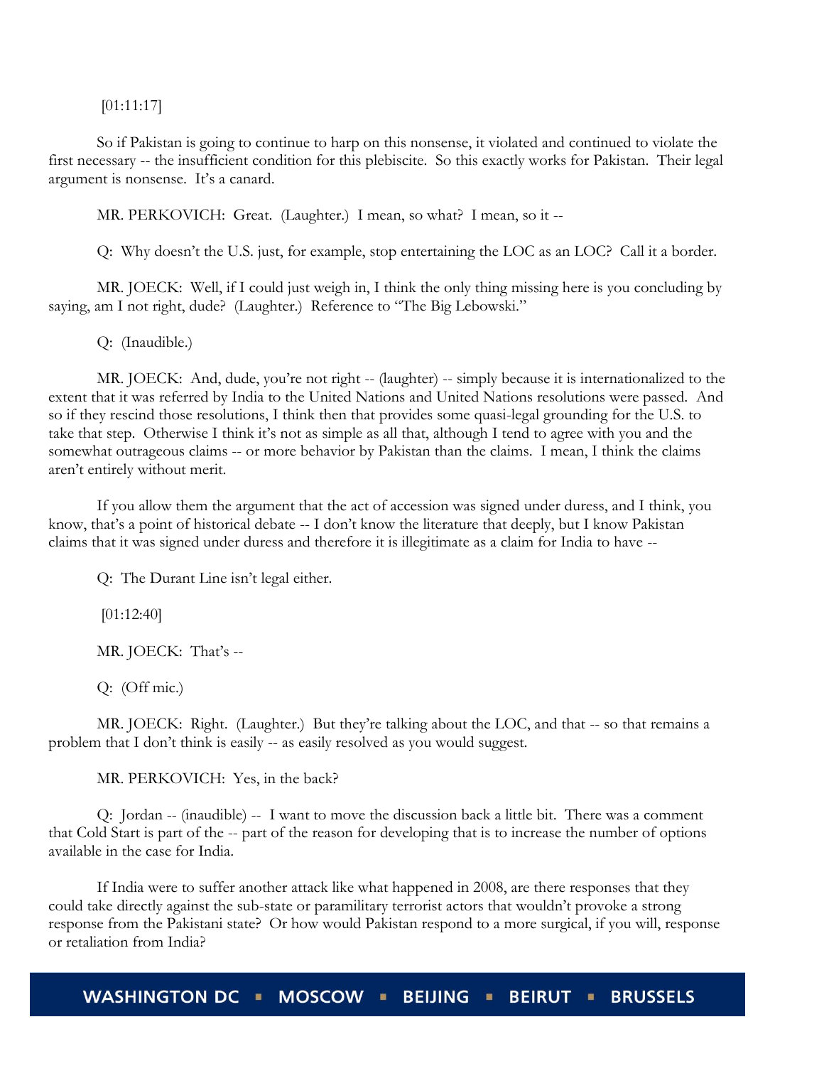[01:11:17]

So if Pakistan is going to continue to harp on this nonsense, it violated and continued to violate the first necessary -- the insufficient condition for this plebiscite. So this exactly works for Pakistan. Their legal argument is nonsense. It's a canard.

MR. PERKOVICH: Great. (Laughter.) I mean, so what? I mean, so it --

Q: Why doesn't the U.S. just, for example, stop entertaining the LOC as an LOC? Call it a border.

MR. JOECK: Well, if I could just weigh in, I think the only thing missing here is you concluding by saying, am I not right, dude? (Laughter.) Reference to "The Big Lebowski."

Q: (Inaudible.)

MR. JOECK: And, dude, you're not right -- (laughter) -- simply because it is internationalized to the extent that it was referred by India to the United Nations and United Nations resolutions were passed. And so if they rescind those resolutions, I think then that provides some quasi-legal grounding for the U.S. to take that step. Otherwise I think it's not as simple as all that, although I tend to agree with you and the somewhat outrageous claims -- or more behavior by Pakistan than the claims. I mean, I think the claims aren't entirely without merit.

If you allow them the argument that the act of accession was signed under duress, and I think, you know, that's a point of historical debate -- I don't know the literature that deeply, but I know Pakistan claims that it was signed under duress and therefore it is illegitimate as a claim for India to have --

Q: The Durant Line isn't legal either.

[01:12:40]

MR. JOECK: That's --

Q: (Off mic.)

MR. JOECK: Right. (Laughter.) But they're talking about the LOC, and that -- so that remains a problem that I don't think is easily -- as easily resolved as you would suggest.

MR. PERKOVICH: Yes, in the back?

Q: Jordan -- (inaudible) -- I want to move the discussion back a little bit. There was a comment that Cold Start is part of the -- part of the reason for developing that is to increase the number of options available in the case for India.

If India were to suffer another attack like what happened in 2008, are there responses that they could take directly against the sub-state or paramilitary terrorist actors that wouldn't provoke a strong response from the Pakistani state? Or how would Pakistan respond to a more surgical, if you will, response or retaliation from India?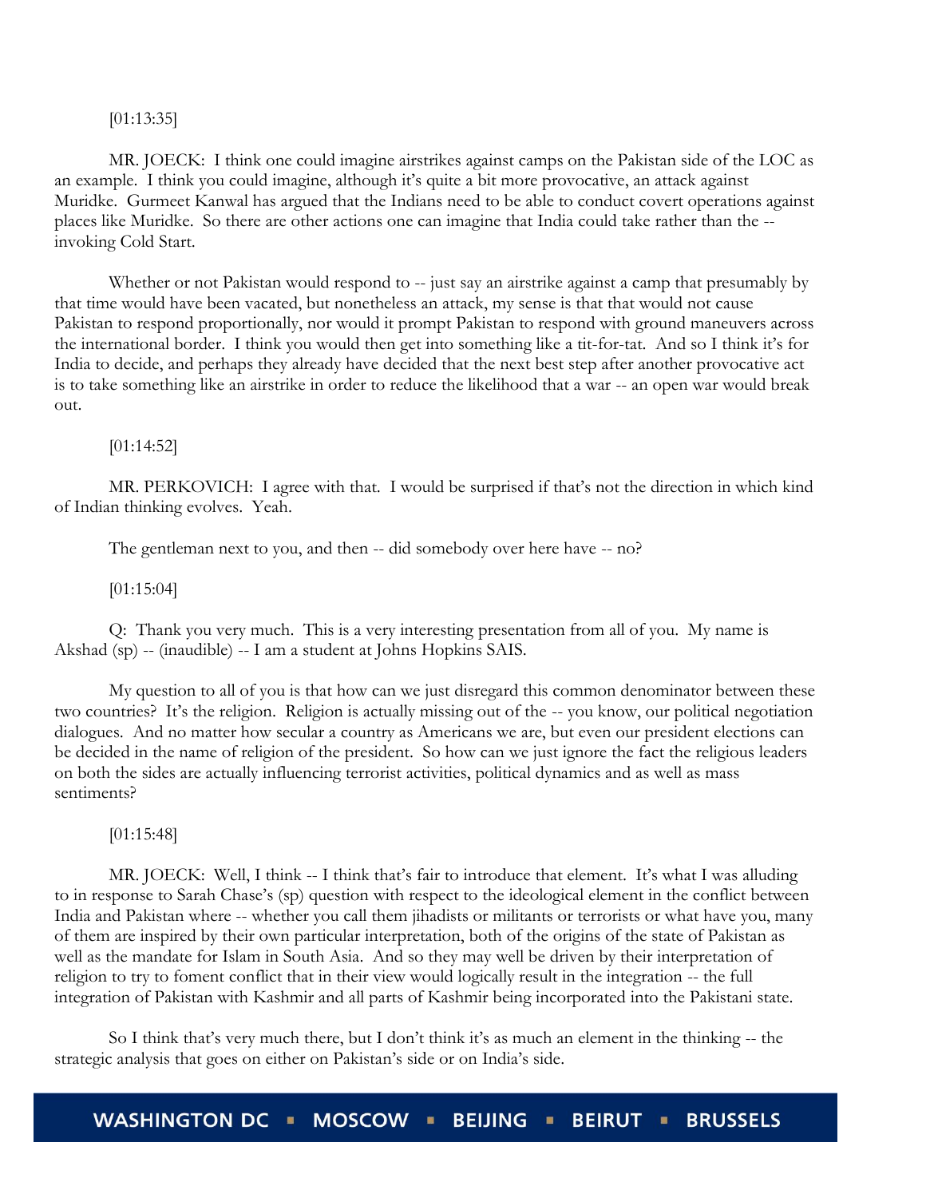[01:13:35]

MR. JOECK: I think one could imagine airstrikes against camps on the Pakistan side of the LOC as an example. I think you could imagine, although it's quite a bit more provocative, an attack against Muridke. Gurmeet Kanwal has argued that the Indians need to be able to conduct covert operations against places like Muridke. So there are other actions one can imagine that India could take rather than the -- invoking Cold Start.

Whether or not Pakistan would respond to -- just say an airstrike against a camp that presumably by that time would have been vacated, but nonetheless an attack, my sense is that that would not cause Pakistan to respond proportionally, nor would it prompt Pakistan to respond with ground maneuvers across the international border. I think you would then get into something like a tit-for-tat. And so I think it's for India to decide, and perhaps they already have decided that the next best step after another provocative act is to take something like an airstrike in order to reduce the likelihood that a war -- an open war would break out.

[01:14:52]

MR. PERKOVICH: I agree with that. I would be surprised if that's not the direction in which kind of Indian thinking evolves. Yeah.

The gentleman next to you, and then -- did somebody over here have -- no?

[01:15:04]

Q: Thank you very much. This is a very interesting presentation from all of you. My name is Akshad (sp) -- (inaudible) -- I am a student at Johns Hopkins SAIS.

My question to all of you is that how can we just disregard this common denominator between these two countries? It's the religion. Religion is actually missing out of the -- you know, our political negotiation dialogues. And no matter how secular a country as Americans we are, but even our president elections can be decided in the name of religion of the president. So how can we just ignore the fact the religious leaders on both the sides are actually influencing terrorist activities, political dynamics and as well as mass sentiments?

[01:15:48]

MR. JOECK: Well, I think -- I think that's fair to introduce that element. It's what I was alluding to in response to Sarah Chase's (sp) question with respect to the ideological element in the conflict between India and Pakistan where -- whether you call them jihadists or militants or terrorists or what have you, many of them are inspired by their own particular interpretation, both of the origins of the state of Pakistan as well as the mandate for Islam in South Asia. And so they may well be driven by their interpretation of religion to try to foment conflict that in their view would logically result in the integration -- the full integration of Pakistan with Kashmir and all parts of Kashmir being incorporated into the Pakistani state.

So I think that's very much there, but I don't think it's as much an element in the thinking -- the strategic analysis that goes on either on Pakistan's side or on India's side.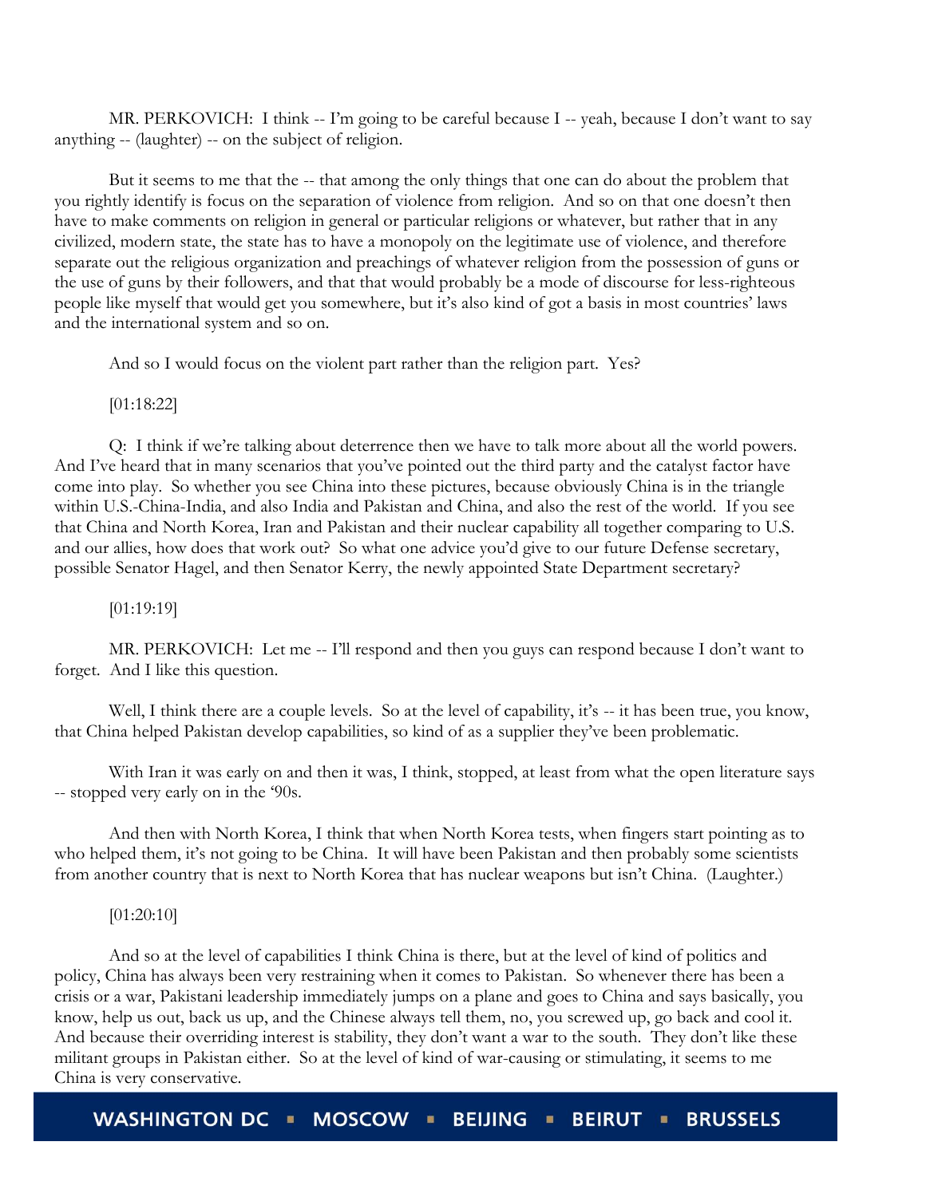MR. PERKOVICH: I think -- I'm going to be careful because I -- yeah, because I don't want to say anything -- (laughter) -- on the subject of religion.

But it seems to me that the -- that among the only things that one can do about the problem that you rightly identify is focus on the separation of violence from religion. And so on that one doesn't then have to make comments on religion in general or particular religions or whatever, but rather that in any civilized, modern state, the state has to have a monopoly on the legitimate use of violence, and therefore separate out the religious organization and preachings of whatever religion from the possession of guns or the use of guns by their followers, and that that would probably be a mode of discourse for less-righteous people like myself that would get you somewhere, but it's also kind of got a basis in most countries' laws and the international system and so on.

And so I would focus on the violent part rather than the religion part. Yes?

[01:18:22]

Q: I think if we're talking about deterrence then we have to talk more about all the world powers. And I've heard that in many scenarios that you've pointed out the third party and the catalyst factor have come into play. So whether you see China into these pictures, because obviously China is in the triangle within U.S.-China-India, and also India and Pakistan and China, and also the rest of the world. If you see that China and North Korea, Iran and Pakistan and their nuclear capability all together comparing to U.S. and our allies, how does that work out? So what one advice you'd give to our future Defense secretary, possible Senator Hagel, and then Senator Kerry, the newly appointed State Department secretary?

[01:19:19]

MR. PERKOVICH: Let me -- I'll respond and then you guys can respond because I don't want to forget. And I like this question.

Well, I think there are a couple levels. So at the level of capability, it's -- it has been true, you know, that China helped Pakistan develop capabilities, so kind of as a supplier they've been problematic.

With Iran it was early on and then it was, I think, stopped, at least from what the open literature says -- stopped very early on in the '90s.

And then with North Korea, I think that when North Korea tests, when fingers start pointing as to who helped them, it's not going to be China. It will have been Pakistan and then probably some scientists from another country that is next to North Korea that has nuclear weapons but isn't China. (Laughter.)

[01:20:10]

And so at the level of capabilities I think China is there, but at the level of kind of politics and policy, China has always been very restraining when it comes to Pakistan. So whenever there has been a crisis or a war, Pakistani leadership immediately jumps on a plane and goes to China and says basically, you know, help us out, back us up, and the Chinese always tell them, no, you screwed up, go back and cool it. And because their overriding interest is stability, they don't want a war to the south. They don't like these militant groups in Pakistan either. So at the level of kind of war-causing or stimulating, it seems to me China is very conservative.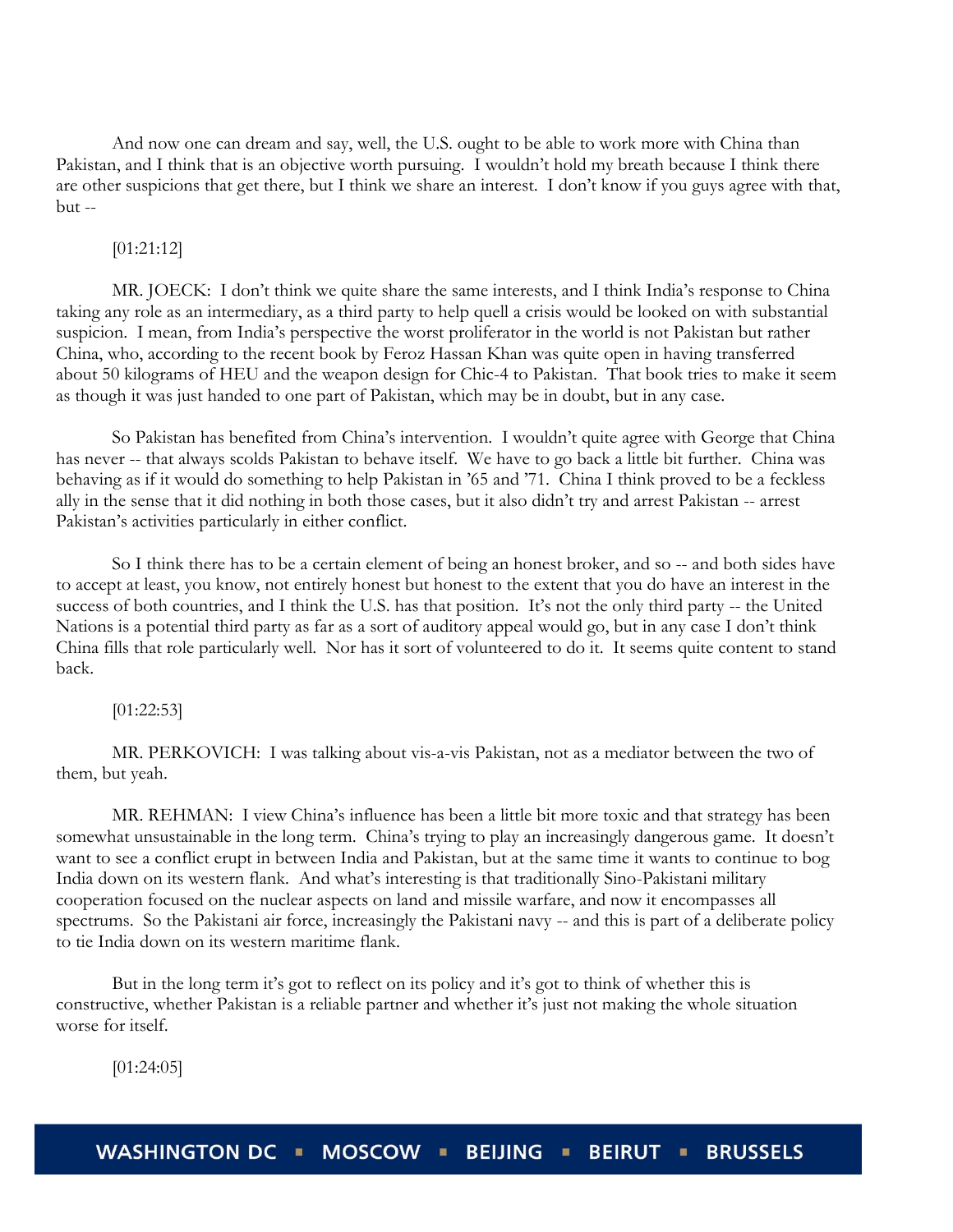And now one can dream and say, well, the U.S. ought to be able to work more with China than Pakistan, and I think that is an objective worth pursuing. I wouldn't hold my breath because I think there are other suspicions that get there, but I think we share an interest. I don't know if you guys agree with that, but --

[01:21:12]

MR. JOECK: I don't think we quite share the same interests, and I think India's response to China taking any role as an intermediary, as a third party to help quell a crisis would be looked on with substantial suspicion. I mean, from India's perspective the worst proliferator in the world is not Pakistan but rather China, who, according to the recent book by Feroz Hassan Khan was quite open in having transferred about 50 kilograms of HEU and the weapon design for Chic-4 to Pakistan. That book tries to make it seem as though it was just handed to one part of Pakistan, which may be in doubt, but in any case.

So Pakistan has benefited from China's intervention. I wouldn't quite agree with George that China has never -- that always scolds Pakistan to behave itself. We have to go back a little bit further. China was behaving as if it would do something to help Pakistan in '65 and '71. China I think proved to be a feckless ally in the sense that it did nothing in both those cases, but it also didn't try and arrest Pakistan -- arrest Pakistan's activities particularly in either conflict.

So I think there has to be a certain element of being an honest broker, and so -- and both sides have to accept at least, you know, not entirely honest but honest to the extent that you do have an interest in the success of both countries, and I think the U.S. has that position. It's not the only third party -- the United Nations is a potential third party as far as a sort of auditory appeal would go, but in any case I don't think China fills that role particularly well. Nor has it sort of volunteered to do it. It seems quite content to stand back.

[01:22:53]

MR. PERKOVICH: I was talking about vis-a-vis Pakistan, not as a mediator between the two of them, but yeah.

MR. REHMAN: I view China's influence has been a little bit more toxic and that strategy has been somewhat unsustainable in the long term. China's trying to play an increasingly dangerous game. It doesn't want to see a conflict erupt in between India and Pakistan, but at the same time it wants to continue to bog India down on its western flank. And what's interesting is that traditionally Sino-Pakistani military cooperation focused on the nuclear aspects on land and missile warfare, and now it encompasses all spectrums. So the Pakistani air force, increasingly the Pakistani navy -- and this is part of a deliberate policy to tie India down on its western maritime flank.

But in the long term it's got to reflect on its policy and it's got to think of whether this is constructive, whether Pakistan is a reliable partner and whether it's just not making the whole situation worse for itself.

[01:24:05]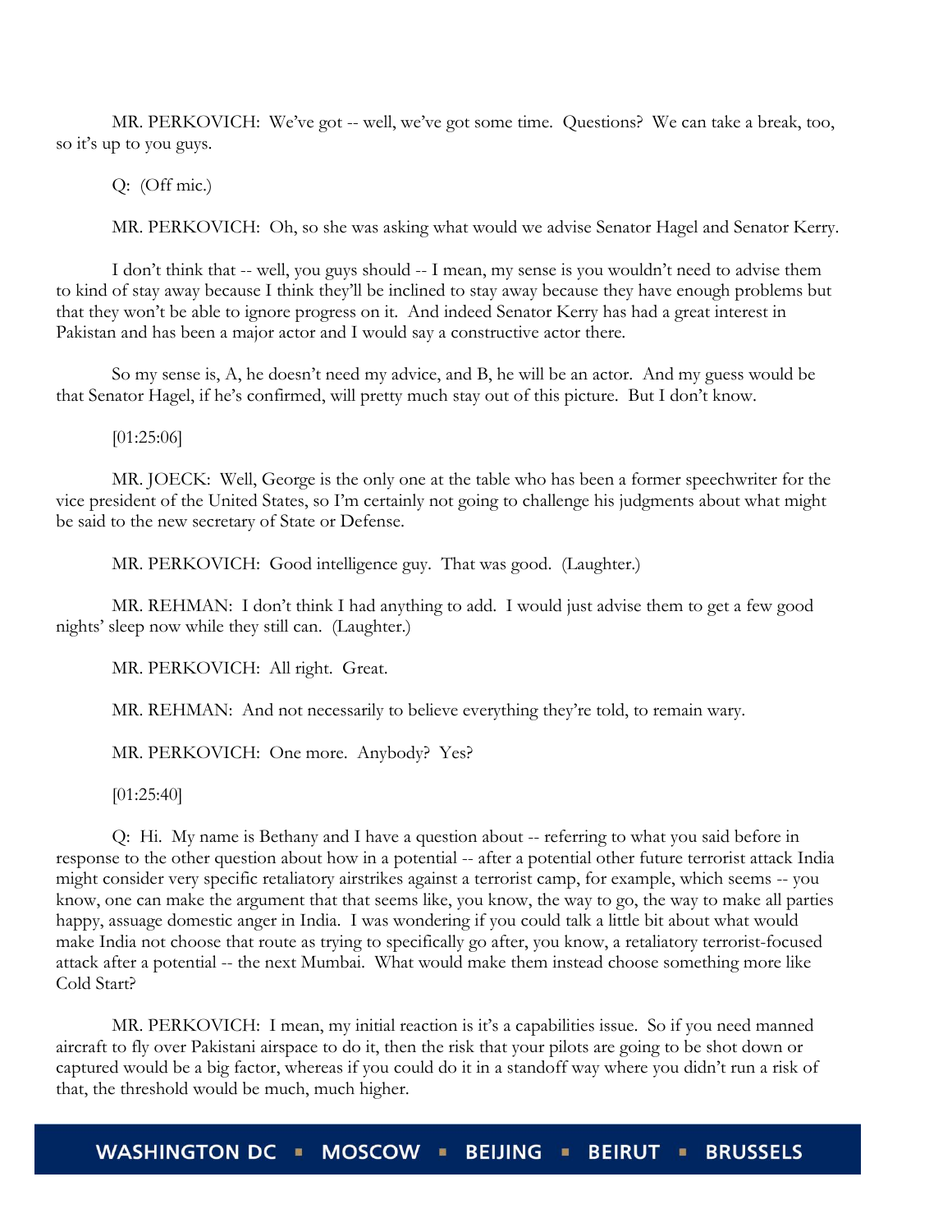MR. PERKOVICH: We've got -- well, we've got some time. Questions? We can take a break, too, so it's up to you guys.

Q: (Off mic.)

MR. PERKOVICH: Oh, so she was asking what would we advise Senator Hagel and Senator Kerry.

I don't think that -- well, you guys should -- I mean, my sense is you wouldn't need to advise them to kind of stay away because I think they'll be inclined to stay away because they have enough problems but that they won't be able to ignore progress on it. And indeed Senator Kerry has had a great interest in Pakistan and has been a major actor and I would say a constructive actor there.

So my sense is, A, he doesn't need my advice, and B, he will be an actor. And my guess would be that Senator Hagel, if he's confirmed, will pretty much stay out of this picture. But I don't know.

[01:25:06]

MR. JOECK: Well, George is the only one at the table who has been a former speechwriter for the vice president of the United States, so I'm certainly not going to challenge his judgments about what might be said to the new secretary of State or Defense.

MR. PERKOVICH: Good intelligence guy. That was good. (Laughter.)

MR. REHMAN: I don't think I had anything to add. I would just advise them to get a few good nights' sleep now while they still can. (Laughter.)

MR. PERKOVICH: All right. Great.

MR. REHMAN: And not necessarily to believe everything they're told, to remain wary.

MR. PERKOVICH: One more. Anybody? Yes?

[01:25:40]

Q: Hi. My name is Bethany and I have a question about -- referring to what you said before in response to the other question about how in a potential -- after a potential other future terrorist attack India might consider very specific retaliatory airstrikes against a terrorist camp, for example, which seems -- you know, one can make the argument that that seems like, you know, the way to go, the way to make all parties happy, assuage domestic anger in India. I was wondering if you could talk a little bit about what would make India not choose that route as trying to specifically go after, you know, a retaliatory terrorist-focused attack after a potential -- the next Mumbai. What would make them instead choose something more like Cold Start?

MR. PERKOVICH: I mean, my initial reaction is it's a capabilities issue. So if you need manned aircraft to fly over Pakistani airspace to do it, then the risk that your pilots are going to be shot down or captured would be a big factor, whereas if you could do it in a standoff way where you didn't run a risk of that, the threshold would be much, much higher.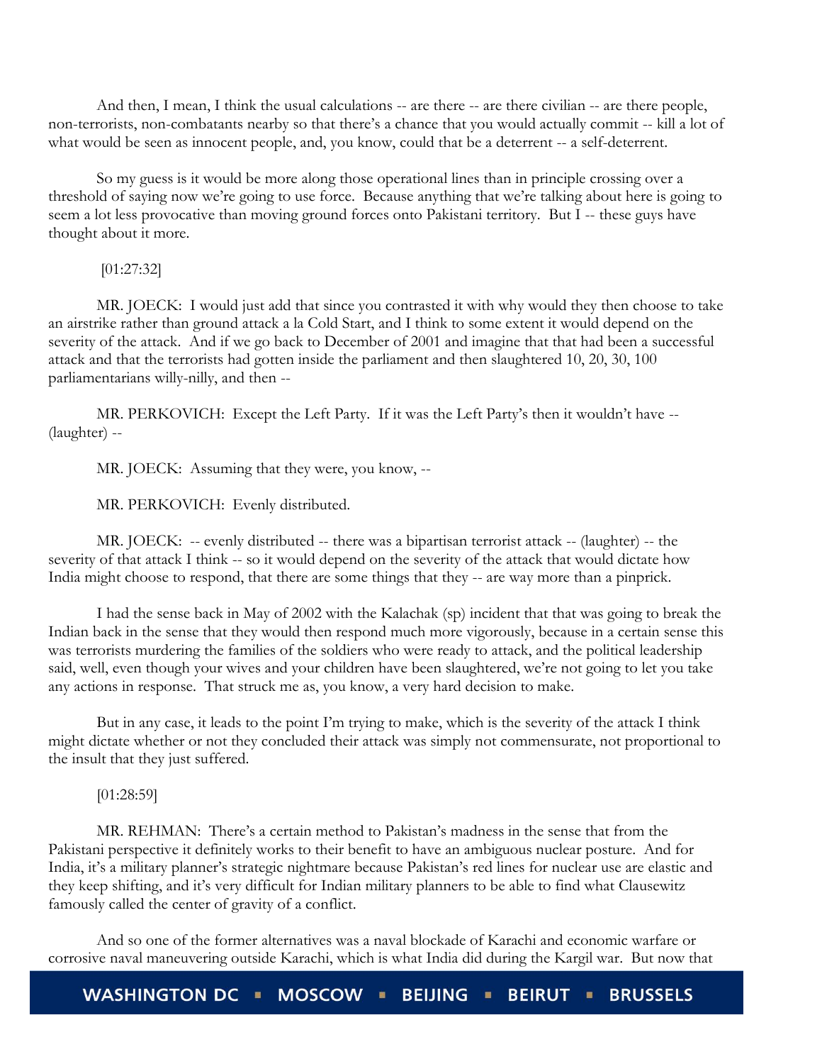And then, I mean, I think the usual calculations -- are there -- are there civilian -- are there people, non-terrorists, non-combatants nearby so that there's a chance that you would actually commit -- kill a lot of what would be seen as innocent people, and, you know, could that be a deterrent -- a self-deterrent.

So my guess is it would be more along those operational lines than in principle crossing over a threshold of saying now we're going to use force. Because anything that we're talking about here is going to seem a lot less provocative than moving ground forces onto Pakistani territory. But I -- these guys have thought about it more.

[01:27:32]

MR. JOECK: I would just add that since you contrasted it with why would they then choose to take an airstrike rather than ground attack a la Cold Start, and I think to some extent it would depend on the severity of the attack. And if we go back to December of 2001 and imagine that that had been a successful attack and that the terrorists had gotten inside the parliament and then slaughtered 10, 20, 30, 100 parliamentarians willy-nilly, and then --

MR. PERKOVICH: Except the Left Party. If it was the Left Party's then it wouldn't have -- (laughter) --

MR. JOECK: Assuming that they were, you know, --

MR. PERKOVICH: Evenly distributed.

MR. JOECK: -- evenly distributed -- there was a bipartisan terrorist attack -- (laughter) -- the severity of that attack I think -- so it would depend on the severity of the attack that would dictate how India might choose to respond, that there are some things that they -- are way more than a pinprick.

I had the sense back in May of 2002 with the Kalachak (sp) incident that that was going to break the Indian back in the sense that they would then respond much more vigorously, because in a certain sense this was terrorists murdering the families of the soldiers who were ready to attack, and the political leadership said, well, even though your wives and your children have been slaughtered, we're not going to let you take any actions in response. That struck me as, you know, a very hard decision to make.

But in any case, it leads to the point I'm trying to make, which is the severity of the attack I think might dictate whether or not they concluded their attack was simply not commensurate, not proportional to the insult that they just suffered.

[01:28:59]

MR. REHMAN: There's a certain method to Pakistan's madness in the sense that from the Pakistani perspective it definitely works to their benefit to have an ambiguous nuclear posture. And for India, it's a military planner's strategic nightmare because Pakistan's red lines for nuclear use are elastic and they keep shifting, and it's very difficult for Indian military planners to be able to find what Clausewitz famously called the center of gravity of a conflict.

And so one of the former alternatives was a naval blockade of Karachi and economic warfare or corrosive naval maneuvering outside Karachi, which is what India did during the Kargil war. But now that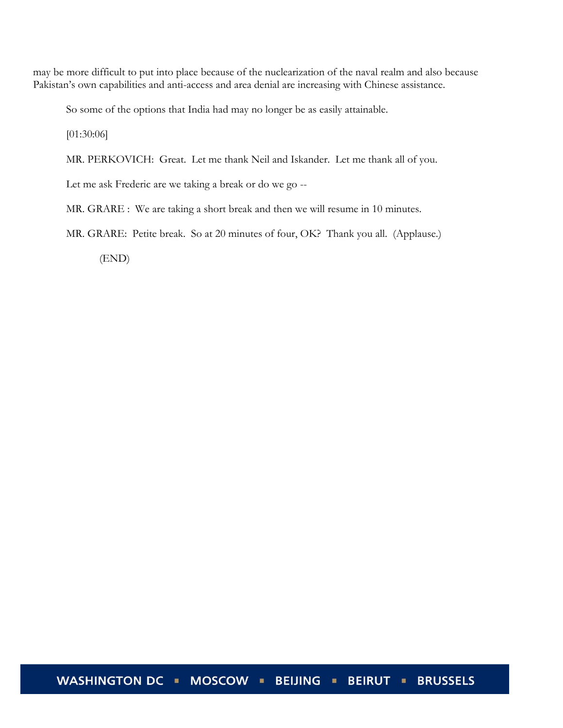may be more difficult to put into place because of the nuclearization of the naval realm and also because Pakistan's own capabilities and anti-access and area denial are increasing with Chinese assistance.

So some of the options that India had may no longer be as easily attainable.

[01:30:06]

MR. PERKOVICH: Great. Let me thank Neil and Iskander. Let me thank all of you.

Let me ask Frederic are we taking a break or do we go --

MR. GRARE : We are taking a short break and then we will resume in 10 minutes.

MR. GRARE: Petite break. So at 20 minutes of four, OK? Thank you all. (Applause.)

(END)